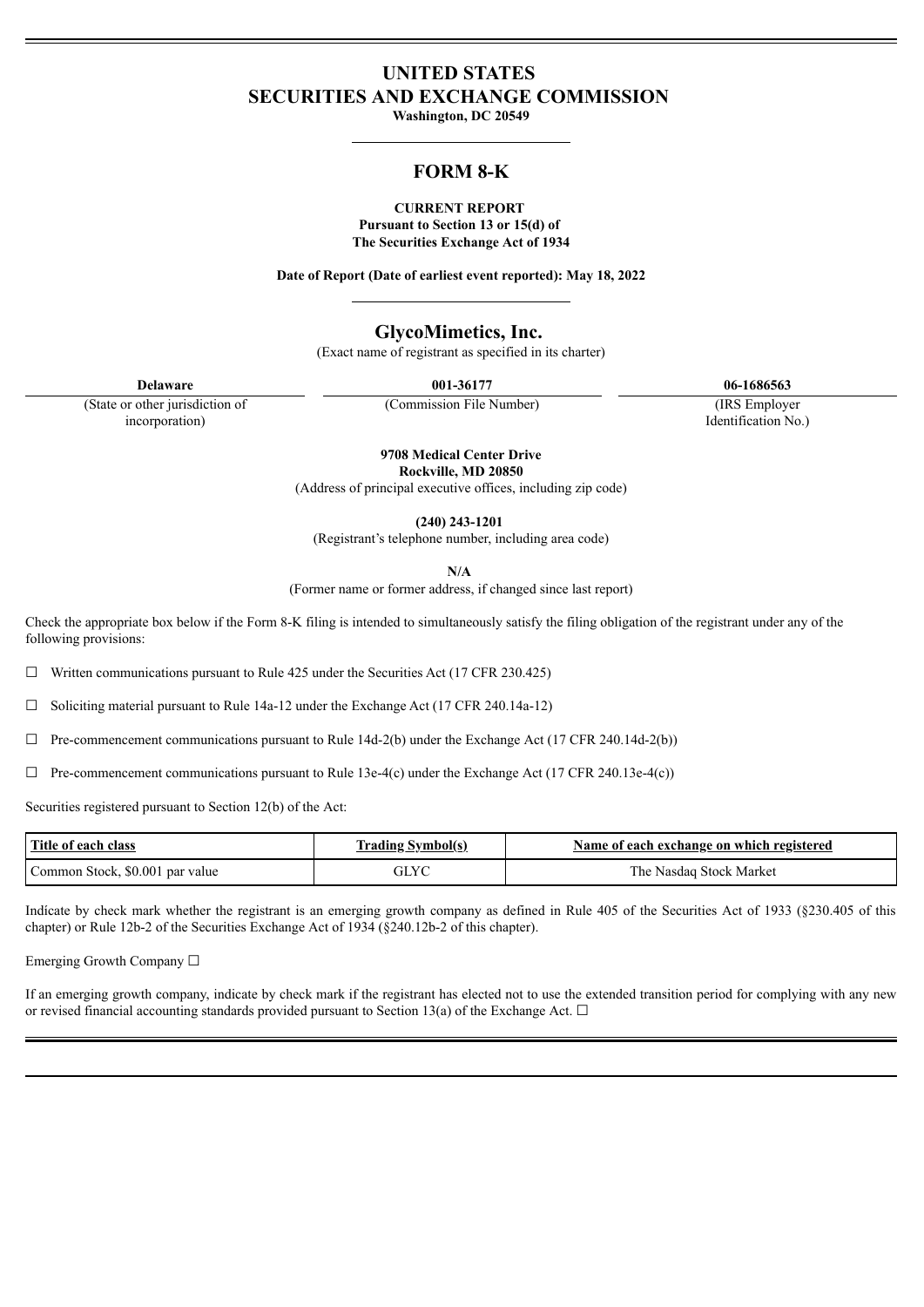# UNITED STATES
# SECURITIES AND EXCHANGE COMMISSION

**Washington, DC 20549**

## FORM 8-K

**CURRENT REPORT**
**Pursuant to Section 13 or 15(d) of**
**The Securities Exchange Act of 1934**

**Date of Report (Date of earliest event reported): May 18, 2022**

## GlycoMimetics, Inc.

(Exact name of registrant as specified in its charter)

| **Delaware** | **001-36177** | **06-1686563** |
|---|---|---|
| (State or other jurisdiction of incorporation) | (Commission File Number) | (IRS Employer Identification No.) |

**9708 Medical Center Drive**
**Rockville, MD 20850**
(Address of principal executive offices, including zip code)

**(240) 243-1201**
(Registrant's telephone number, including area code)

**N/A**
(Former name or former address, if changed since last report)

Check the appropriate box below if the Form 8-K filing is intended to simultaneously satisfy the filing obligation of the registrant under any of the following provisions:

☐ Written communications pursuant to Rule 425 under the Securities Act (17 CFR 230.425)

☐ Soliciting material pursuant to Rule 14a-12 under the Exchange Act (17 CFR 240.14a-12)

☐ Pre-commencement communications pursuant to Rule 14d-2(b) under the Exchange Act (17 CFR 240.14d-2(b))

☐ Pre-commencement communications pursuant to Rule 13e-4(c) under the Exchange Act (17 CFR 240.13e-4(c))

Securities registered pursuant to Section 12(b) of the Act:

| Title of each class | Trading Symbol(s) | Name of each exchange on which registered |
|---|---|---|
| Common Stock, $0.001 par value | GLYC | The Nasdaq Stock Market |

Indicate by check mark whether the registrant is an emerging growth company as defined in Rule 405 of the Securities Act of 1933 (§230.405 of this chapter) or Rule 12b-2 of the Securities Exchange Act of 1934 (§240.12b-2 of this chapter).

Emerging Growth Company ☐

If an emerging growth company, indicate by check mark if the registrant has elected not to use the extended transition period for complying with any new or revised financial accounting standards provided pursuant to Section 13(a) of the Exchange Act. ☐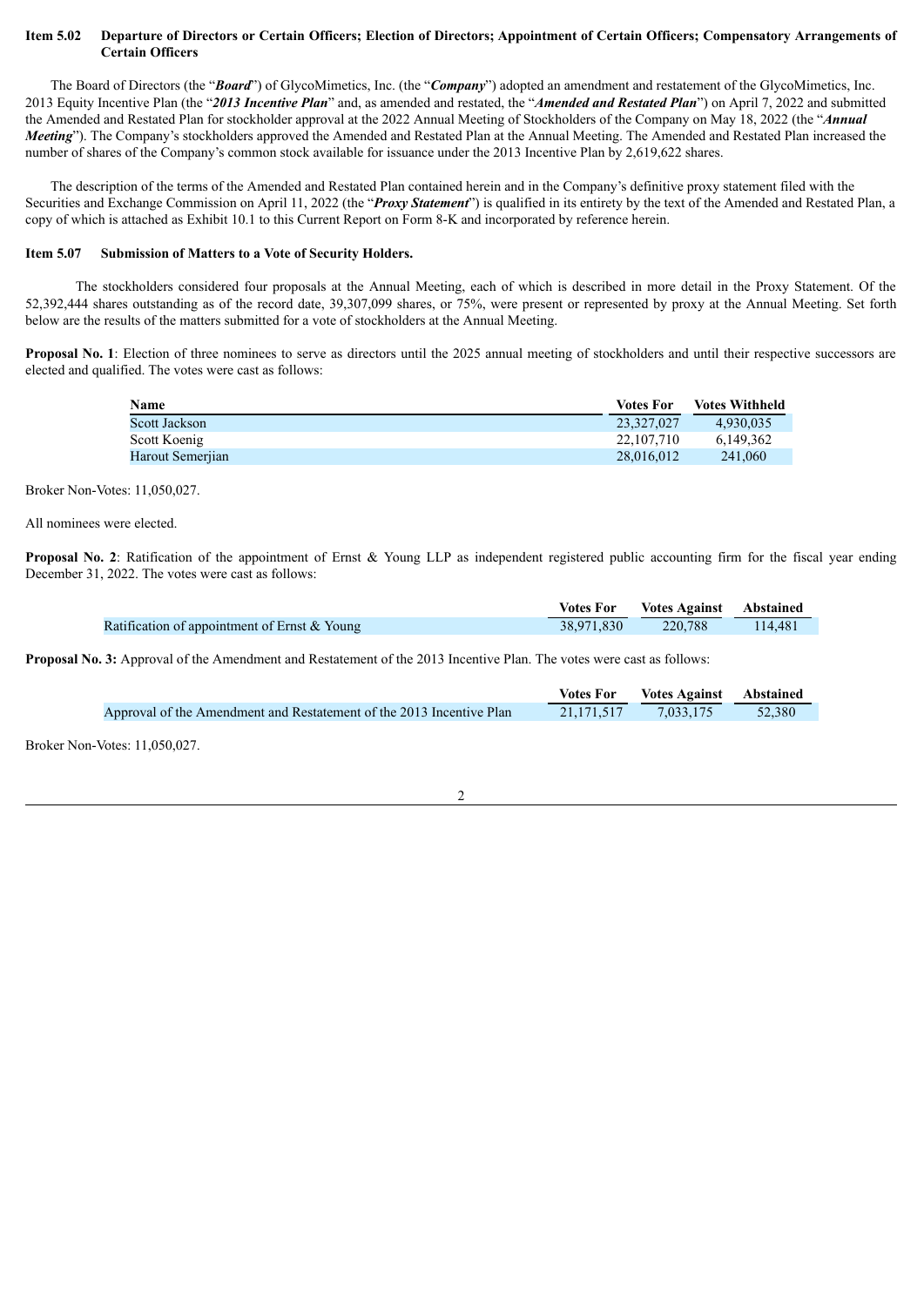**Item 5.02 Departure of Directors or Certain Officers; Election of Directors; Appointment of Certain Officers; Compensatory Arrangements of Certain Officers**

The Board of Directors (the "***Board***") of GlycoMimetics, Inc. (the "***Company***") adopted an amendment and restatement of the GlycoMimetics, Inc. 2013 Equity Incentive Plan (the "***2013 Incentive Plan***" and, as amended and restated, the "***Amended and Restated Plan***") on April 7, 2022 and submitted the Amended and Restated Plan for stockholder approval at the 2022 Annual Meeting of Stockholders of the Company on May 18, 2022 (the "***Annual Meeting***"). The Company's stockholders approved the Amended and Restated Plan at the Annual Meeting. The Amended and Restated Plan increased the number of shares of the Company's common stock available for issuance under the 2013 Incentive Plan by 2,619,622 shares.

The description of the terms of the Amended and Restated Plan contained herein and in the Company's definitive proxy statement filed with the Securities and Exchange Commission on April 11, 2022 (the "***Proxy Statement***") is qualified in its entirety by the text of the Amended and Restated Plan, a copy of which is attached as Exhibit 10.1 to this Current Report on Form 8-K and incorporated by reference herein.

**Item 5.07 Submission of Matters to a Vote of Security Holders.**

The stockholders considered four proposals at the Annual Meeting, each of which is described in more detail in the Proxy Statement. Of the 52,392,444 shares outstanding as of the record date, 39,307,099 shares, or 75%, were present or represented by proxy at the Annual Meeting. Set forth below are the results of the matters submitted for a vote of stockholders at the Annual Meeting.

**Proposal No. 1**: Election of three nominees to serve as directors until the 2025 annual meeting of stockholders and until their respective successors are elected and qualified. The votes were cast as follows:

| Name | Votes For | Votes Withheld |
|---|---|---|
| Scott Jackson | 23,327,027 | 4,930,035 |
| Scott Koenig | 22,107,710 | 6,149,362 |
| Harout Semerjian | 28,016,012 | 241,060 |

Broker Non-Votes: 11,050,027.

All nominees were elected.

**Proposal No. 2**: Ratification of the appointment of Ernst & Young LLP as independent registered public accounting firm for the fiscal year ending December 31, 2022. The votes were cast as follows:

| | Votes For | Votes Against | Abstained |
|---|---|---|---|
| Ratification of appointment of Ernst & Young | 38,971,830 | 220,788 | 114,481 |

**Proposal No. 3:** Approval of the Amendment and Restatement of the 2013 Incentive Plan. The votes were cast as follows:

| | Votes For | Votes Against | Abstained |
|---|---|---|---|
| Approval of the Amendment and Restatement of the 2013 Incentive Plan | 21,171,517 | 7,033,175 | 52,380 |

Broker Non-Votes: 11,050,027.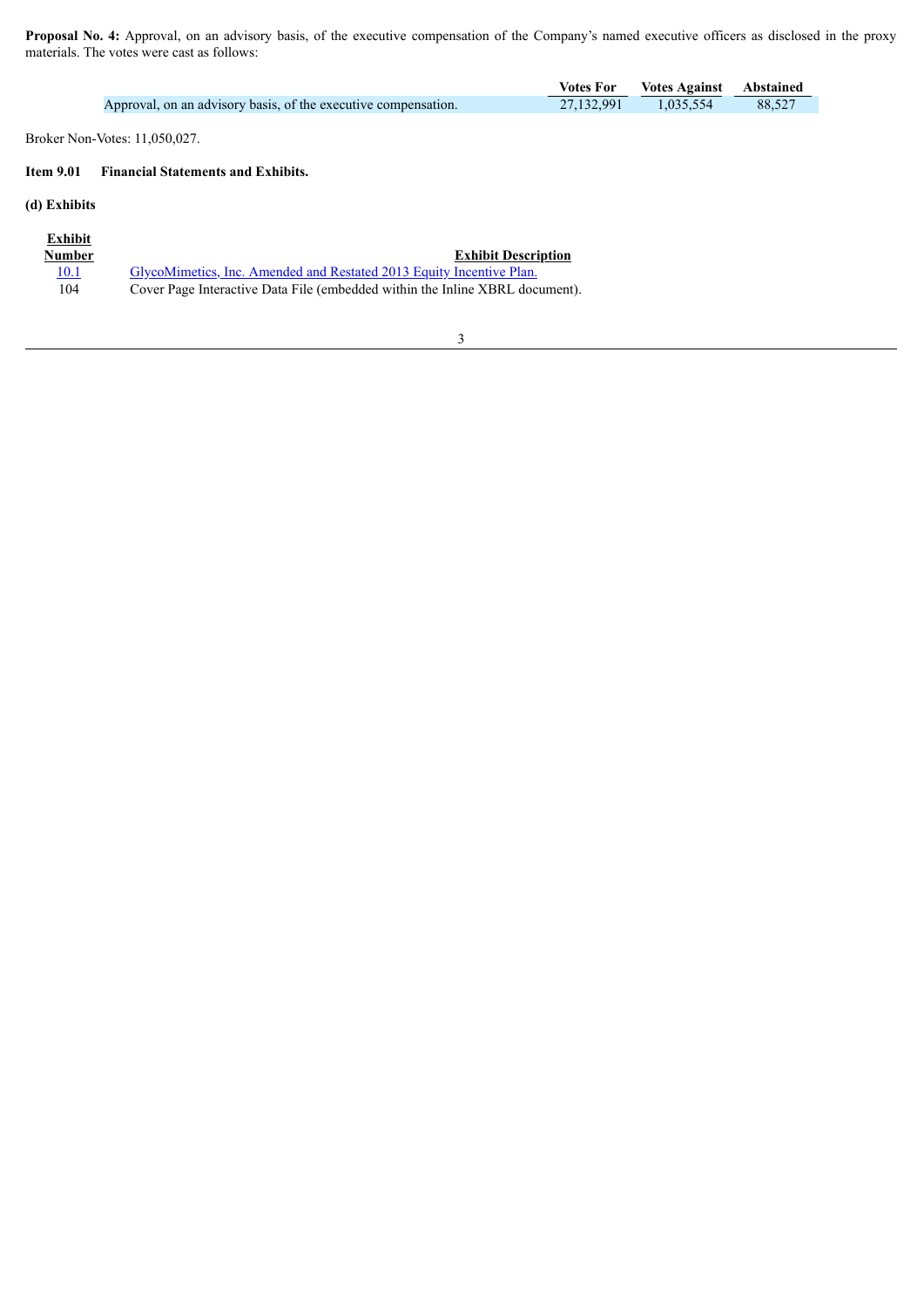**Proposal No. 4:** Approval, on an advisory basis, of the executive compensation of the Company's named executive officers as disclosed in the proxy materials. The votes were cast as follows:

| | Votes For | Votes Against | Abstained |
|---|---|---|---|
| Approval, on an advisory basis, of the executive compensation. | 27,132,991 | 1,035,554 | 88,527 |

Broker Non-Votes: 11,050,027.

**Item 9.01 Financial Statements and Exhibits.**

**(d) Exhibits**

| Exhibit Number | Exhibit Description |
|---|---|
| 10.1 | GlycoMimetics, Inc. Amended and Restated 2013 Equity Incentive Plan. |
| 104 | Cover Page Interactive Data File (embedded within the Inline XBRL document). |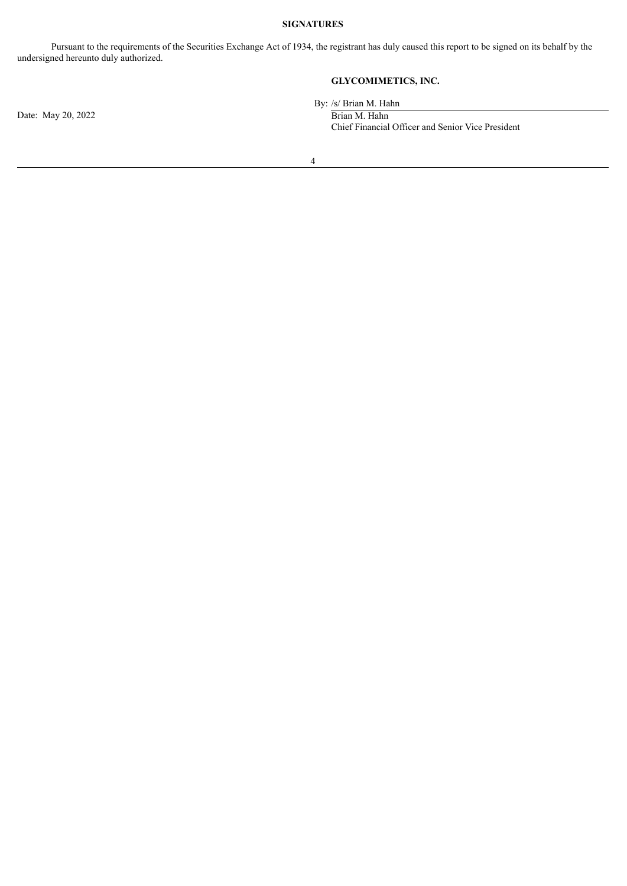## SIGNATURES

Pursuant to the requirements of the Securities Exchange Act of 1934, the registrant has duly caused this report to be signed on its behalf by the undersigned hereunto duly authorized.

**GLYCOMIMETICS, INC.**

Date: May 20, 2022

By: /s/ Brian M. Hahn

Brian M. Hahn

Chief Financial Officer and Senior Vice President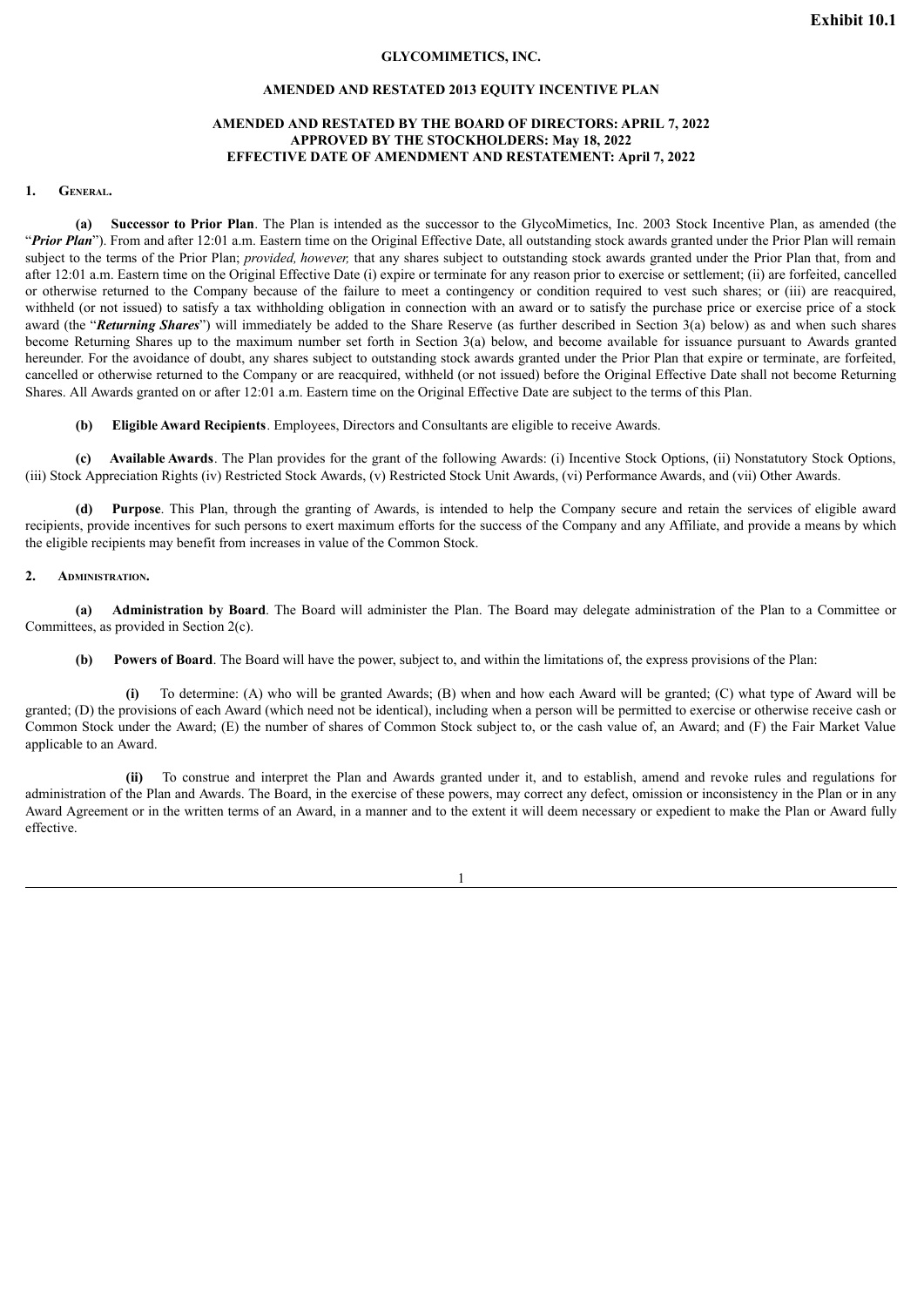**Exhibit 10.1**

**GLYCOMIMETICS, INC.**

**AMENDED AND RESTATED 2013 EQUITY INCENTIVE PLAN**

**AMENDED AND RESTATED BY THE BOARD OF DIRECTORS: APRIL 7, 2022**
**APPROVED BY THE STOCKHOLDERS: May 18, 2022**
**EFFECTIVE DATE OF AMENDMENT AND RESTATEMENT: April 7, 2022**

**1. General.**

**(a) Successor to Prior Plan**. The Plan is intended as the successor to the GlycoMimetics, Inc. 2003 Stock Incentive Plan, as amended (the "***Prior Plan***"). From and after 12:01 a.m. Eastern time on the Original Effective Date, all outstanding stock awards granted under the Prior Plan will remain subject to the terms of the Prior Plan; *provided, however,* that any shares subject to outstanding stock awards granted under the Prior Plan that, from and after 12:01 a.m. Eastern time on the Original Effective Date (i) expire or terminate for any reason prior to exercise or settlement; (ii) are forfeited, cancelled or otherwise returned to the Company because of the failure to meet a contingency or condition required to vest such shares; or (iii) are reacquired, withheld (or not issued) to satisfy a tax withholding obligation in connection with an award or to satisfy the purchase price or exercise price of a stock award (the "***Returning Shares***") will immediately be added to the Share Reserve (as further described in Section 3(a) below) as and when such shares become Returning Shares up to the maximum number set forth in Section 3(a) below, and become available for issuance pursuant to Awards granted hereunder. For the avoidance of doubt, any shares subject to outstanding stock awards granted under the Prior Plan that expire or terminate, are forfeited, cancelled or otherwise returned to the Company or are reacquired, withheld (or not issued) before the Original Effective Date shall not become Returning Shares. All Awards granted on or after 12:01 a.m. Eastern time on the Original Effective Date are subject to the terms of this Plan.

**(b) Eligible Award Recipients**. Employees, Directors and Consultants are eligible to receive Awards.

**(c) Available Awards**. The Plan provides for the grant of the following Awards: (i) Incentive Stock Options, (ii) Nonstatutory Stock Options, (iii) Stock Appreciation Rights (iv) Restricted Stock Awards, (v) Restricted Stock Unit Awards, (vi) Performance Awards, and (vii) Other Awards.

**(d) Purpose**. This Plan, through the granting of Awards, is intended to help the Company secure and retain the services of eligible award recipients, provide incentives for such persons to exert maximum efforts for the success of the Company and any Affiliate, and provide a means by which the eligible recipients may benefit from increases in value of the Common Stock.

**2. Administration.**

**(a) Administration by Board**. The Board will administer the Plan. The Board may delegate administration of the Plan to a Committee or Committees, as provided in Section 2(c).

**(b) Powers of Board**. The Board will have the power, subject to, and within the limitations of, the express provisions of the Plan:

**(i)** To determine: (A) who will be granted Awards; (B) when and how each Award will be granted; (C) what type of Award will be granted; (D) the provisions of each Award (which need not be identical), including when a person will be permitted to exercise or otherwise receive cash or Common Stock under the Award; (E) the number of shares of Common Stock subject to, or the cash value of, an Award; and (F) the Fair Market Value applicable to an Award.

**(ii)** To construe and interpret the Plan and Awards granted under it, and to establish, amend and revoke rules and regulations for administration of the Plan and Awards. The Board, in the exercise of these powers, may correct any defect, omission or inconsistency in the Plan or in any Award Agreement or in the written terms of an Award, in a manner and to the extent it will deem necessary or expedient to make the Plan or Award fully effective.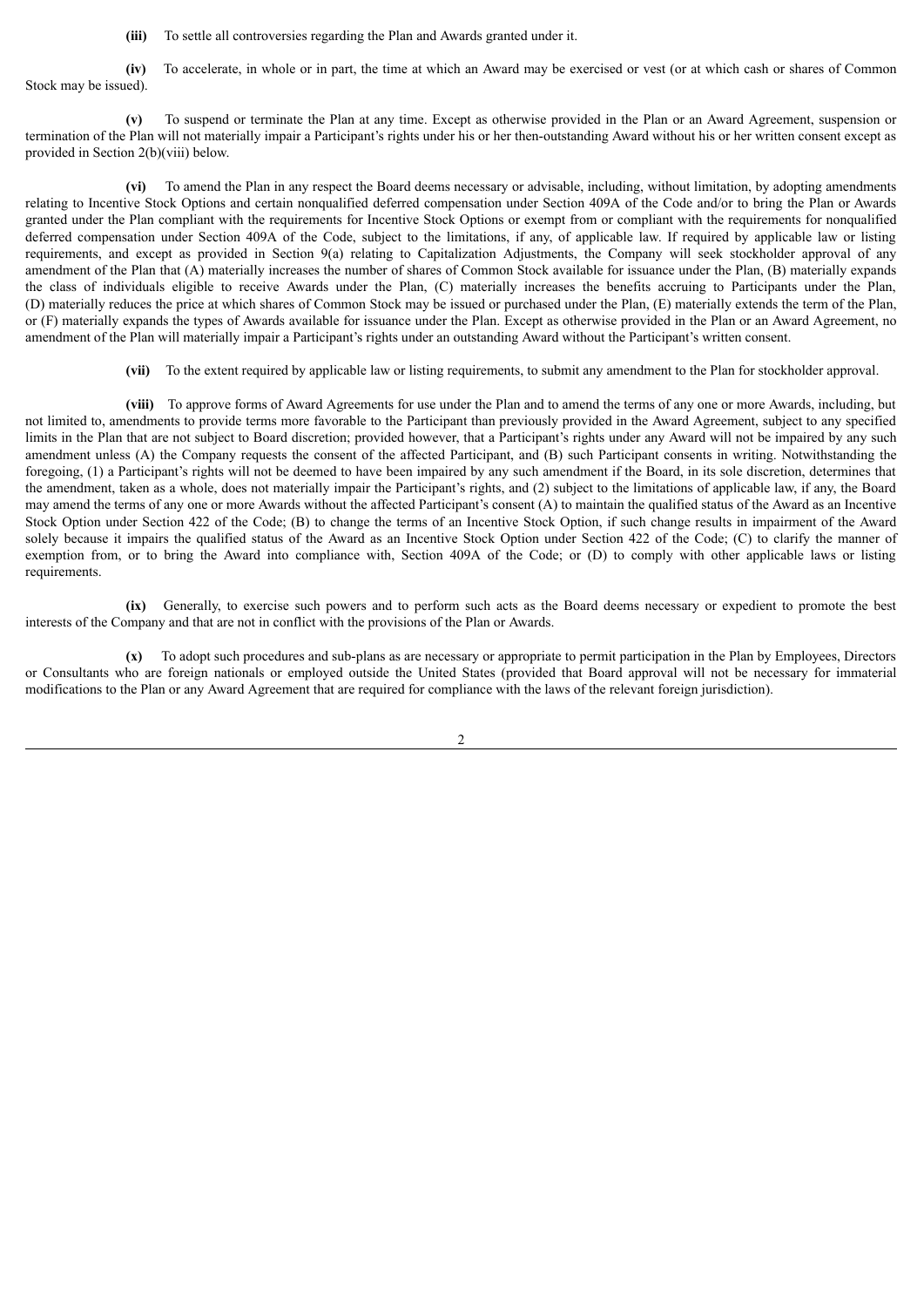**(iii)** To settle all controversies regarding the Plan and Awards granted under it.

**(iv)** To accelerate, in whole or in part, the time at which an Award may be exercised or vest (or at which cash or shares of Common Stock may be issued).

**(v)** To suspend or terminate the Plan at any time. Except as otherwise provided in the Plan or an Award Agreement, suspension or termination of the Plan will not materially impair a Participant's rights under his or her then-outstanding Award without his or her written consent except as provided in Section 2(b)(viii) below.

**(vi)** To amend the Plan in any respect the Board deems necessary or advisable, including, without limitation, by adopting amendments relating to Incentive Stock Options and certain nonqualified deferred compensation under Section 409A of the Code and/or to bring the Plan or Awards granted under the Plan compliant with the requirements for Incentive Stock Options or exempt from or compliant with the requirements for nonqualified deferred compensation under Section 409A of the Code, subject to the limitations, if any, of applicable law. If required by applicable law or listing requirements, and except as provided in Section 9(a) relating to Capitalization Adjustments, the Company will seek stockholder approval of any amendment of the Plan that (A) materially increases the number of shares of Common Stock available for issuance under the Plan, (B) materially expands the class of individuals eligible to receive Awards under the Plan, (C) materially increases the benefits accruing to Participants under the Plan, (D) materially reduces the price at which shares of Common Stock may be issued or purchased under the Plan, (E) materially extends the term of the Plan, or (F) materially expands the types of Awards available for issuance under the Plan. Except as otherwise provided in the Plan or an Award Agreement, no amendment of the Plan will materially impair a Participant's rights under an outstanding Award without the Participant's written consent.

**(vii)** To the extent required by applicable law or listing requirements, to submit any amendment to the Plan for stockholder approval.

**(viii)** To approve forms of Award Agreements for use under the Plan and to amend the terms of any one or more Awards, including, but not limited to, amendments to provide terms more favorable to the Participant than previously provided in the Award Agreement, subject to any specified limits in the Plan that are not subject to Board discretion; provided however, that a Participant's rights under any Award will not be impaired by any such amendment unless (A) the Company requests the consent of the affected Participant, and (B) such Participant consents in writing. Notwithstanding the foregoing, (1) a Participant's rights will not be deemed to have been impaired by any such amendment if the Board, in its sole discretion, determines that the amendment, taken as a whole, does not materially impair the Participant's rights, and (2) subject to the limitations of applicable law, if any, the Board may amend the terms of any one or more Awards without the affected Participant's consent (A) to maintain the qualified status of the Award as an Incentive Stock Option under Section 422 of the Code; (B) to change the terms of an Incentive Stock Option, if such change results in impairment of the Award solely because it impairs the qualified status of the Award as an Incentive Stock Option under Section 422 of the Code; (C) to clarify the manner of exemption from, or to bring the Award into compliance with, Section 409A of the Code; or (D) to comply with other applicable laws or listing requirements.

**(ix)** Generally, to exercise such powers and to perform such acts as the Board deems necessary or expedient to promote the best interests of the Company and that are not in conflict with the provisions of the Plan or Awards.

**(x)** To adopt such procedures and sub-plans as are necessary or appropriate to permit participation in the Plan by Employees, Directors or Consultants who are foreign nationals or employed outside the United States (provided that Board approval will not be necessary for immaterial modifications to the Plan or any Award Agreement that are required for compliance with the laws of the relevant foreign jurisdiction).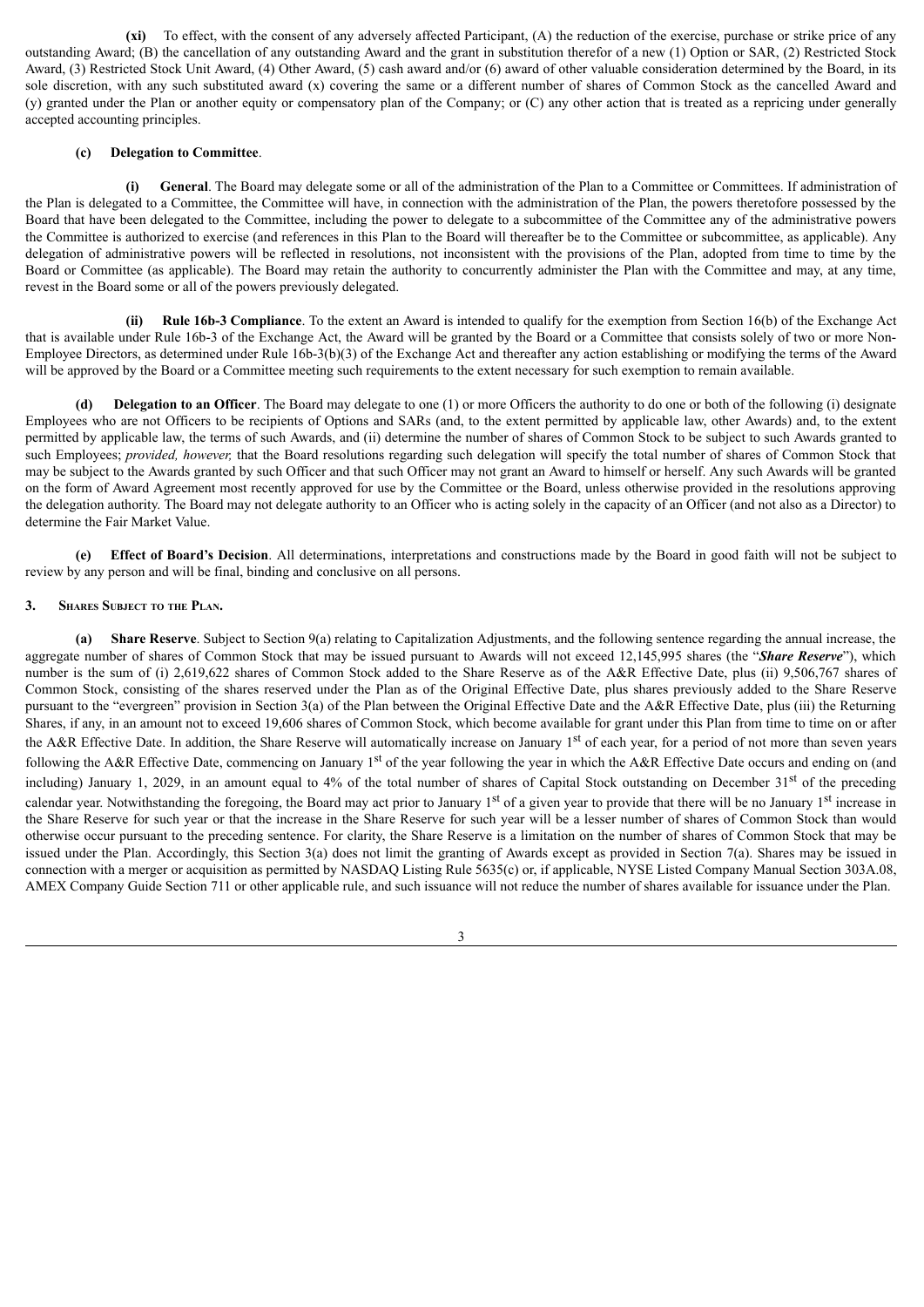**(xi)** To effect, with the consent of any adversely affected Participant, (A) the reduction of the exercise, purchase or strike price of any outstanding Award; (B) the cancellation of any outstanding Award and the grant in substitution therefor of a new (1) Option or SAR, (2) Restricted Stock Award, (3) Restricted Stock Unit Award, (4) Other Award, (5) cash award and/or (6) award of other valuable consideration determined by the Board, in its sole discretion, with any such substituted award (x) covering the same or a different number of shares of Common Stock as the cancelled Award and (y) granted under the Plan or another equity or compensatory plan of the Company; or (C) any other action that is treated as a repricing under generally accepted accounting principles.

**(c) Delegation to Committee**.

**(i) General**. The Board may delegate some or all of the administration of the Plan to a Committee or Committees. If administration of the Plan is delegated to a Committee, the Committee will have, in connection with the administration of the Plan, the powers theretofore possessed by the Board that have been delegated to the Committee, including the power to delegate to a subcommittee of the Committee any of the administrative powers the Committee is authorized to exercise (and references in this Plan to the Board will thereafter be to the Committee or subcommittee, as applicable). Any delegation of administrative powers will be reflected in resolutions, not inconsistent with the provisions of the Plan, adopted from time to time by the Board or Committee (as applicable). The Board may retain the authority to concurrently administer the Plan with the Committee and may, at any time, revest in the Board some or all of the powers previously delegated.

**(ii) Rule 16b-3 Compliance**. To the extent an Award is intended to qualify for the exemption from Section 16(b) of the Exchange Act that is available under Rule 16b-3 of the Exchange Act, the Award will be granted by the Board or a Committee that consists solely of two or more Non-Employee Directors, as determined under Rule 16b-3(b)(3) of the Exchange Act and thereafter any action establishing or modifying the terms of the Award will be approved by the Board or a Committee meeting such requirements to the extent necessary for such exemption to remain available.

**(d) Delegation to an Officer**. The Board may delegate to one (1) or more Officers the authority to do one or both of the following (i) designate Employees who are not Officers to be recipients of Options and SARs (and, to the extent permitted by applicable law, other Awards) and, to the extent permitted by applicable law, the terms of such Awards, and (ii) determine the number of shares of Common Stock to be subject to such Awards granted to such Employees; *provided, however,* that the Board resolutions regarding such delegation will specify the total number of shares of Common Stock that may be subject to the Awards granted by such Officer and that such Officer may not grant an Award to himself or herself. Any such Awards will be granted on the form of Award Agreement most recently approved for use by the Committee or the Board, unless otherwise provided in the resolutions approving the delegation authority. The Board may not delegate authority to an Officer who is acting solely in the capacity of an Officer (and not also as a Director) to determine the Fair Market Value.

**(e) Effect of Board's Decision**. All determinations, interpretations and constructions made by the Board in good faith will not be subject to review by any person and will be final, binding and conclusive on all persons.

## 3. Shares Subject to the Plan.

**(a) Share Reserve**. Subject to Section 9(a) relating to Capitalization Adjustments, and the following sentence regarding the annual increase, the aggregate number of shares of Common Stock that may be issued pursuant to Awards will not exceed 12,145,995 shares (the "***Share Reserve***"), which number is the sum of (i) 2,619,622 shares of Common Stock added to the Share Reserve as of the A&R Effective Date, plus (ii) 9,506,767 shares of Common Stock, consisting of the shares reserved under the Plan as of the Original Effective Date, plus shares previously added to the Share Reserve pursuant to the "evergreen" provision in Section 3(a) of the Plan between the Original Effective Date and the A&R Effective Date, plus (iii) the Returning Shares, if any, in an amount not to exceed 19,606 shares of Common Stock, which become available for grant under this Plan from time to time on or after the A&R Effective Date. In addition, the Share Reserve will automatically increase on January 1st of each year, for a period of not more than seven years following the A&R Effective Date, commencing on January 1st of the year following the year in which the A&R Effective Date occurs and ending on (and including) January 1, 2029, in an amount equal to 4% of the total number of shares of Capital Stock outstanding on December 31st of the preceding calendar year. Notwithstanding the foregoing, the Board may act prior to January 1st of a given year to provide that there will be no January 1st increase in the Share Reserve for such year or that the increase in the Share Reserve for such year will be a lesser number of shares of Common Stock than would otherwise occur pursuant to the preceding sentence. For clarity, the Share Reserve is a limitation on the number of shares of Common Stock that may be issued under the Plan. Accordingly, this Section 3(a) does not limit the granting of Awards except as provided in Section 7(a). Shares may be issued in connection with a merger or acquisition as permitted by NASDAQ Listing Rule 5635(c) or, if applicable, NYSE Listed Company Manual Section 303A.08, AMEX Company Guide Section 711 or other applicable rule, and such issuance will not reduce the number of shares available for issuance under the Plan.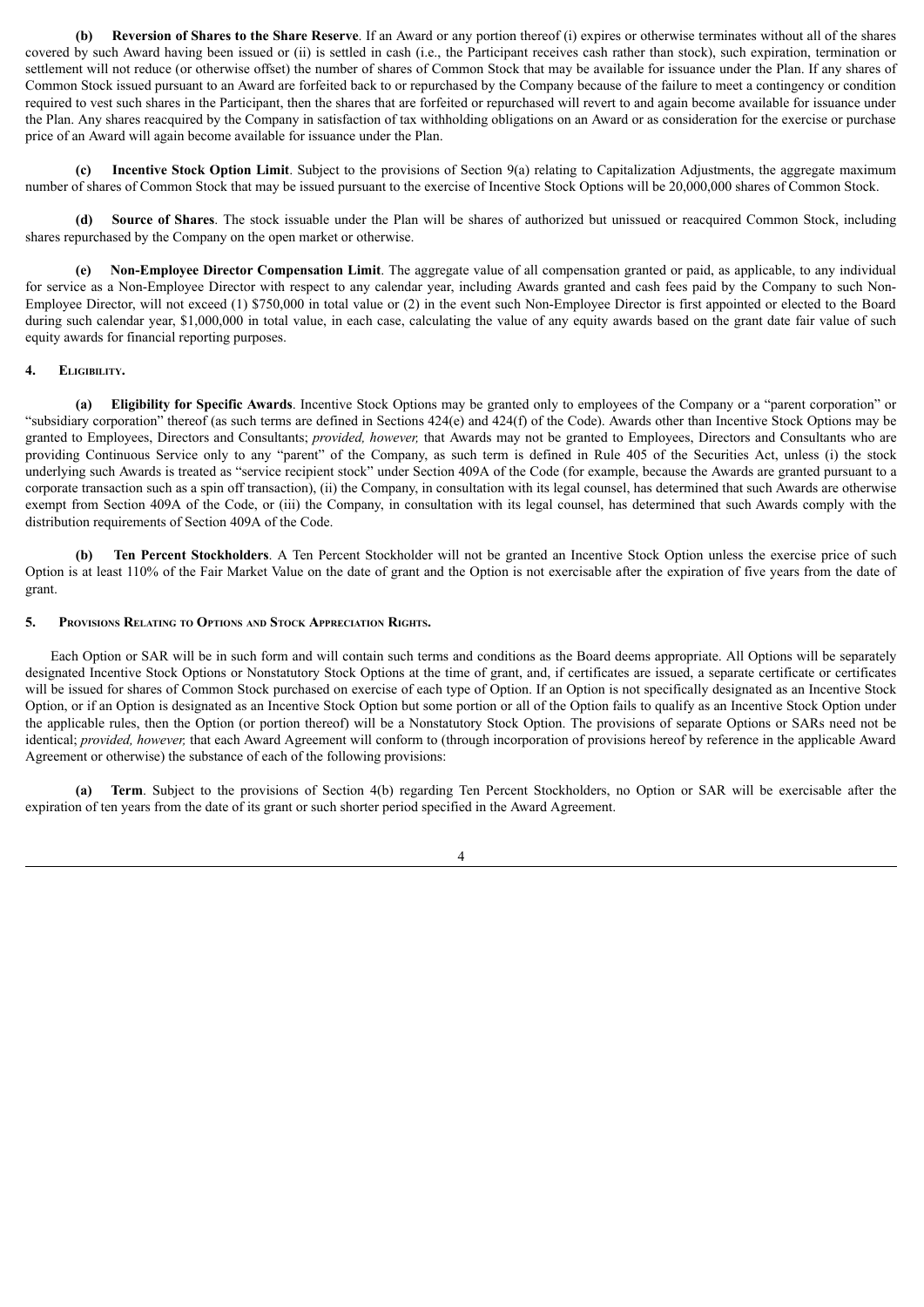**(b) Reversion of Shares to the Share Reserve**. If an Award or any portion thereof (i) expires or otherwise terminates without all of the shares covered by such Award having been issued or (ii) is settled in cash (i.e., the Participant receives cash rather than stock), such expiration, termination or settlement will not reduce (or otherwise offset) the number of shares of Common Stock that may be available for issuance under the Plan. If any shares of Common Stock issued pursuant to an Award are forfeited back to or repurchased by the Company because of the failure to meet a contingency or condition required to vest such shares in the Participant, then the shares that are forfeited or repurchased will revert to and again become available for issuance under the Plan. Any shares reacquired by the Company in satisfaction of tax withholding obligations on an Award or as consideration for the exercise or purchase price of an Award will again become available for issuance under the Plan.

**(c) Incentive Stock Option Limit**. Subject to the provisions of Section 9(a) relating to Capitalization Adjustments, the aggregate maximum number of shares of Common Stock that may be issued pursuant to the exercise of Incentive Stock Options will be 20,000,000 shares of Common Stock.

**(d) Source of Shares**. The stock issuable under the Plan will be shares of authorized but unissued or reacquired Common Stock, including shares repurchased by the Company on the open market or otherwise.

**(e) Non-Employee Director Compensation Limit**. The aggregate value of all compensation granted or paid, as applicable, to any individual for service as a Non-Employee Director with respect to any calendar year, including Awards granted and cash fees paid by the Company to such Non-Employee Director, will not exceed (1) $750,000 in total value or (2) in the event such Non-Employee Director is first appointed or elected to the Board during such calendar year, $1,000,000 in total value, in each case, calculating the value of any equity awards based on the grant date fair value of such equity awards for financial reporting purposes.

**4. Eligibility.**

**(a) Eligibility for Specific Awards**. Incentive Stock Options may be granted only to employees of the Company or a "parent corporation" or "subsidiary corporation" thereof (as such terms are defined in Sections 424(e) and 424(f) of the Code). Awards other than Incentive Stock Options may be granted to Employees, Directors and Consultants; *provided, however,* that Awards may not be granted to Employees, Directors and Consultants who are providing Continuous Service only to any "parent" of the Company, as such term is defined in Rule 405 of the Securities Act, unless (i) the stock underlying such Awards is treated as "service recipient stock" under Section 409A of the Code (for example, because the Awards are granted pursuant to a corporate transaction such as a spin off transaction), (ii) the Company, in consultation with its legal counsel, has determined that such Awards are otherwise exempt from Section 409A of the Code, or (iii) the Company, in consultation with its legal counsel, has determined that such Awards comply with the distribution requirements of Section 409A of the Code.

**(b) Ten Percent Stockholders**. A Ten Percent Stockholder will not be granted an Incentive Stock Option unless the exercise price of such Option is at least 110% of the Fair Market Value on the date of grant and the Option is not exercisable after the expiration of five years from the date of grant.

**5. Provisions Relating to Options and Stock Appreciation Rights.**

Each Option or SAR will be in such form and will contain such terms and conditions as the Board deems appropriate. All Options will be separately designated Incentive Stock Options or Nonstatutory Stock Options at the time of grant, and, if certificates are issued, a separate certificate or certificates will be issued for shares of Common Stock purchased on exercise of each type of Option. If an Option is not specifically designated as an Incentive Stock Option, or if an Option is designated as an Incentive Stock Option but some portion or all of the Option fails to qualify as an Incentive Stock Option under the applicable rules, then the Option (or portion thereof) will be a Nonstatutory Stock Option. The provisions of separate Options or SARs need not be identical; *provided, however,* that each Award Agreement will conform to (through incorporation of provisions hereof by reference in the applicable Award Agreement or otherwise) the substance of each of the following provisions:

**(a) Term**. Subject to the provisions of Section 4(b) regarding Ten Percent Stockholders, no Option or SAR will be exercisable after the expiration of ten years from the date of its grant or such shorter period specified in the Award Agreement.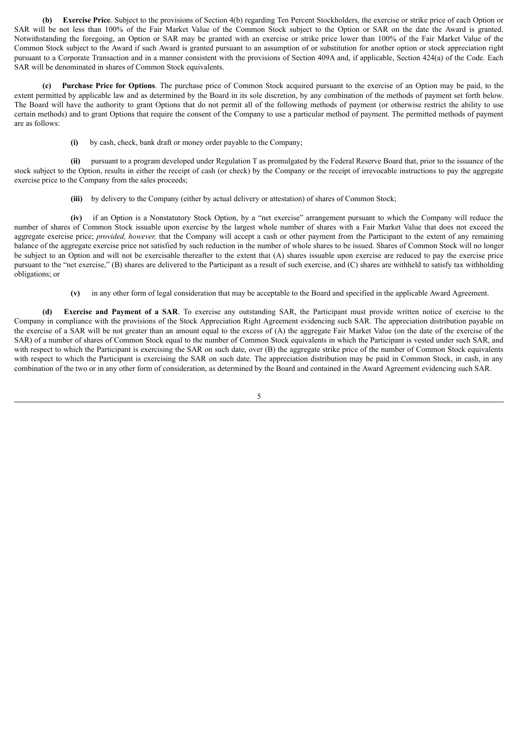**(b) Exercise Price**. Subject to the provisions of Section 4(b) regarding Ten Percent Stockholders, the exercise or strike price of each Option or SAR will be not less than 100% of the Fair Market Value of the Common Stock subject to the Option or SAR on the date the Award is granted. Notwithstanding the foregoing, an Option or SAR may be granted with an exercise or strike price lower than 100% of the Fair Market Value of the Common Stock subject to the Award if such Award is granted pursuant to an assumption of or substitution for another option or stock appreciation right pursuant to a Corporate Transaction and in a manner consistent with the provisions of Section 409A and, if applicable, Section 424(a) of the Code. Each SAR will be denominated in shares of Common Stock equivalents.

**(c) Purchase Price for Options**. The purchase price of Common Stock acquired pursuant to the exercise of an Option may be paid, to the extent permitted by applicable law and as determined by the Board in its sole discretion, by any combination of the methods of payment set forth below. The Board will have the authority to grant Options that do not permit all of the following methods of payment (or otherwise restrict the ability to use certain methods) and to grant Options that require the consent of the Company to use a particular method of payment. The permitted methods of payment are as follows:

**(i)** by cash, check, bank draft or money order payable to the Company;

**(ii)** pursuant to a program developed under Regulation T as promulgated by the Federal Reserve Board that, prior to the issuance of the stock subject to the Option, results in either the receipt of cash (or check) by the Company or the receipt of irrevocable instructions to pay the aggregate exercise price to the Company from the sales proceeds;

**(iii)** by delivery to the Company (either by actual delivery or attestation) of shares of Common Stock;

**(iv)** if an Option is a Nonstatutory Stock Option, by a "net exercise" arrangement pursuant to which the Company will reduce the number of shares of Common Stock issuable upon exercise by the largest whole number of shares with a Fair Market Value that does not exceed the aggregate exercise price; *provided, however,* that the Company will accept a cash or other payment from the Participant to the extent of any remaining balance of the aggregate exercise price not satisfied by such reduction in the number of whole shares to be issued. Shares of Common Stock will no longer be subject to an Option and will not be exercisable thereafter to the extent that (A) shares issuable upon exercise are reduced to pay the exercise price pursuant to the "net exercise," (B) shares are delivered to the Participant as a result of such exercise, and (C) shares are withheld to satisfy tax withholding obligations; or

**(v)** in any other form of legal consideration that may be acceptable to the Board and specified in the applicable Award Agreement.

**(d) Exercise and Payment of a SAR**. To exercise any outstanding SAR, the Participant must provide written notice of exercise to the Company in compliance with the provisions of the Stock Appreciation Right Agreement evidencing such SAR. The appreciation distribution payable on the exercise of a SAR will be not greater than an amount equal to the excess of (A) the aggregate Fair Market Value (on the date of the exercise of the SAR) of a number of shares of Common Stock equal to the number of Common Stock equivalents in which the Participant is vested under such SAR, and with respect to which the Participant is exercising the SAR on such date, over (B) the aggregate strike price of the number of Common Stock equivalents with respect to which the Participant is exercising the SAR on such date. The appreciation distribution may be paid in Common Stock, in cash, in any combination of the two or in any other form of consideration, as determined by the Board and contained in the Award Agreement evidencing such SAR.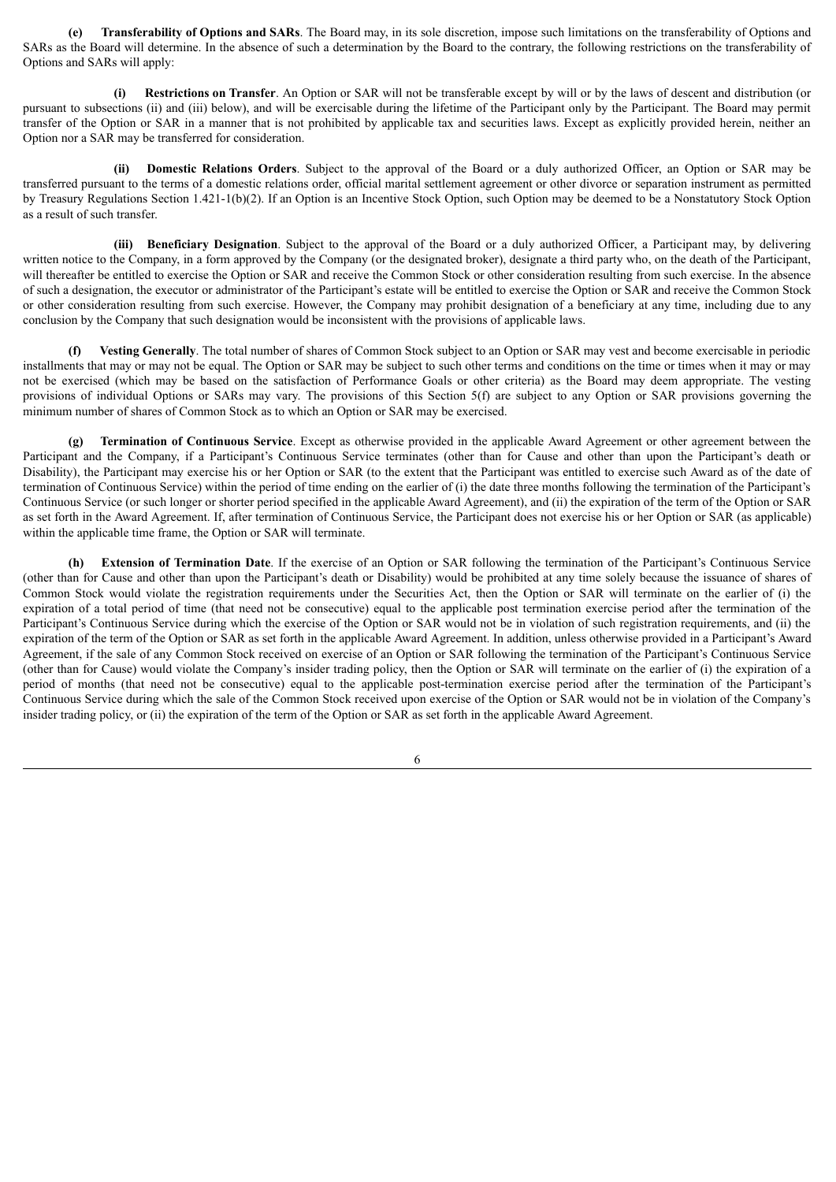**(e) Transferability of Options and SARs**. The Board may, in its sole discretion, impose such limitations on the transferability of Options and SARs as the Board will determine. In the absence of such a determination by the Board to the contrary, the following restrictions on the transferability of Options and SARs will apply:

**(i) Restrictions on Transfer**. An Option or SAR will not be transferable except by will or by the laws of descent and distribution (or pursuant to subsections (ii) and (iii) below), and will be exercisable during the lifetime of the Participant only by the Participant. The Board may permit transfer of the Option or SAR in a manner that is not prohibited by applicable tax and securities laws. Except as explicitly provided herein, neither an Option nor a SAR may be transferred for consideration.

**(ii) Domestic Relations Orders**. Subject to the approval of the Board or a duly authorized Officer, an Option or SAR may be transferred pursuant to the terms of a domestic relations order, official marital settlement agreement or other divorce or separation instrument as permitted by Treasury Regulations Section 1.421-1(b)(2). If an Option is an Incentive Stock Option, such Option may be deemed to be a Nonstatutory Stock Option as a result of such transfer.

**(iii) Beneficiary Designation**. Subject to the approval of the Board or a duly authorized Officer, a Participant may, by delivering written notice to the Company, in a form approved by the Company (or the designated broker), designate a third party who, on the death of the Participant, will thereafter be entitled to exercise the Option or SAR and receive the Common Stock or other consideration resulting from such exercise. In the absence of such a designation, the executor or administrator of the Participant's estate will be entitled to exercise the Option or SAR and receive the Common Stock or other consideration resulting from such exercise. However, the Company may prohibit designation of a beneficiary at any time, including due to any conclusion by the Company that such designation would be inconsistent with the provisions of applicable laws.

**(f) Vesting Generally**. The total number of shares of Common Stock subject to an Option or SAR may vest and become exercisable in periodic installments that may or may not be equal. The Option or SAR may be subject to such other terms and conditions on the time or times when it may or may not be exercised (which may be based on the satisfaction of Performance Goals or other criteria) as the Board may deem appropriate. The vesting provisions of individual Options or SARs may vary. The provisions of this Section 5(f) are subject to any Option or SAR provisions governing the minimum number of shares of Common Stock as to which an Option or SAR may be exercised.

**(g) Termination of Continuous Service**. Except as otherwise provided in the applicable Award Agreement or other agreement between the Participant and the Company, if a Participant's Continuous Service terminates (other than for Cause and other than upon the Participant's death or Disability), the Participant may exercise his or her Option or SAR (to the extent that the Participant was entitled to exercise such Award as of the date of termination of Continuous Service) within the period of time ending on the earlier of (i) the date three months following the termination of the Participant's Continuous Service (or such longer or shorter period specified in the applicable Award Agreement), and (ii) the expiration of the term of the Option or SAR as set forth in the Award Agreement. If, after termination of Continuous Service, the Participant does not exercise his or her Option or SAR (as applicable) within the applicable time frame, the Option or SAR will terminate.

**(h) Extension of Termination Date**. If the exercise of an Option or SAR following the termination of the Participant's Continuous Service (other than for Cause and other than upon the Participant's death or Disability) would be prohibited at any time solely because the issuance of shares of Common Stock would violate the registration requirements under the Securities Act, then the Option or SAR will terminate on the earlier of (i) the expiration of a total period of time (that need not be consecutive) equal to the applicable post termination exercise period after the termination of the Participant's Continuous Service during which the exercise of the Option or SAR would not be in violation of such registration requirements, and (ii) the expiration of the term of the Option or SAR as set forth in the applicable Award Agreement. In addition, unless otherwise provided in a Participant's Award Agreement, if the sale of any Common Stock received on exercise of an Option or SAR following the termination of the Participant's Continuous Service (other than for Cause) would violate the Company's insider trading policy, then the Option or SAR will terminate on the earlier of (i) the expiration of a period of months (that need not be consecutive) equal to the applicable post-termination exercise period after the termination of the Participant's Continuous Service during which the sale of the Common Stock received upon exercise of the Option or SAR would not be in violation of the Company's insider trading policy, or (ii) the expiration of the term of the Option or SAR as set forth in the applicable Award Agreement.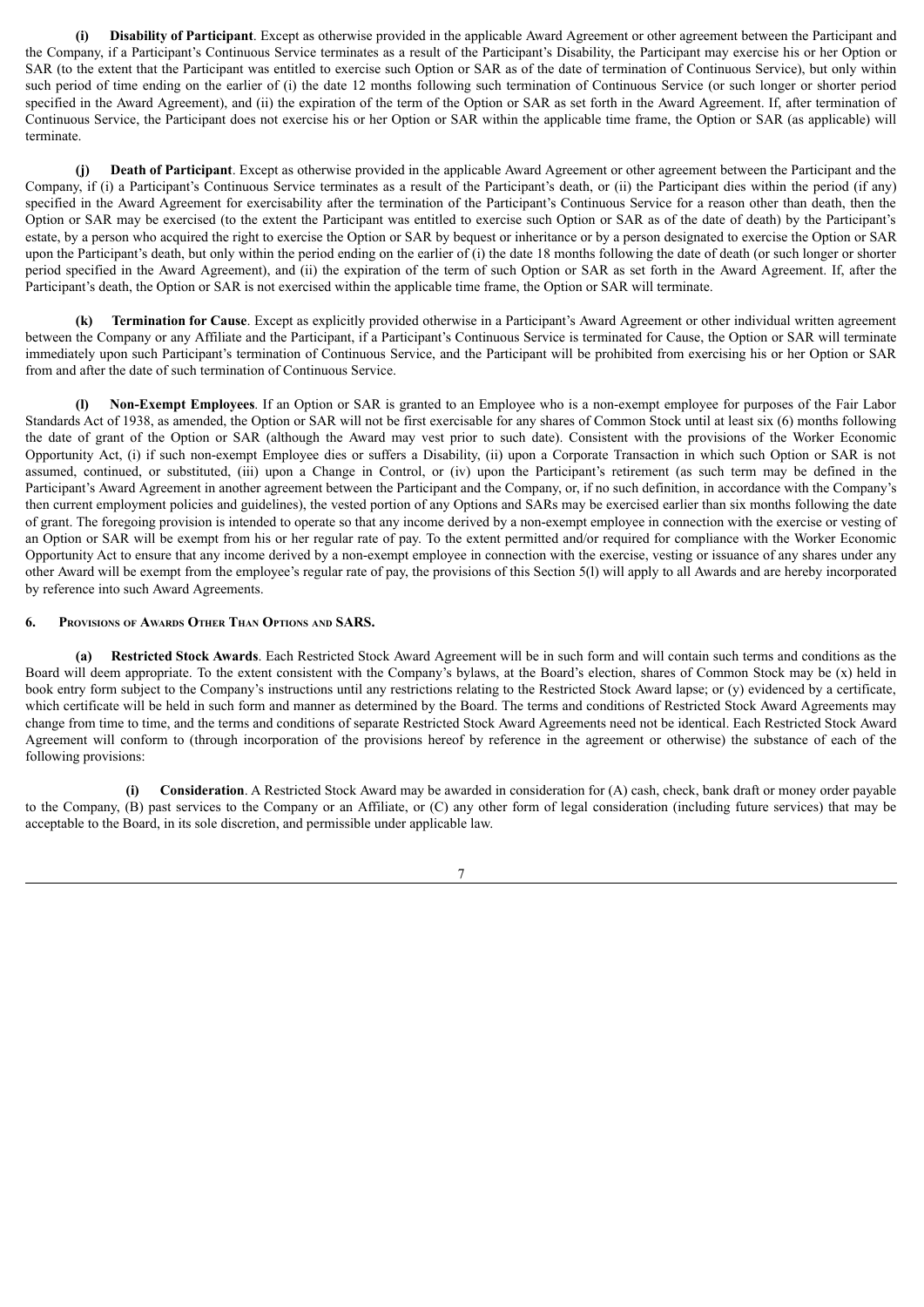**(i) Disability of Participant**. Except as otherwise provided in the applicable Award Agreement or other agreement between the Participant and the Company, if a Participant's Continuous Service terminates as a result of the Participant's Disability, the Participant may exercise his or her Option or SAR (to the extent that the Participant was entitled to exercise such Option or SAR as of the date of termination of Continuous Service), but only within such period of time ending on the earlier of (i) the date 12 months following such termination of Continuous Service (or such longer or shorter period specified in the Award Agreement), and (ii) the expiration of the term of the Option or SAR as set forth in the Award Agreement. If, after termination of Continuous Service, the Participant does not exercise his or her Option or SAR within the applicable time frame, the Option or SAR (as applicable) will terminate.

**(j) Death of Participant**. Except as otherwise provided in the applicable Award Agreement or other agreement between the Participant and the Company, if (i) a Participant's Continuous Service terminates as a result of the Participant's death, or (ii) the Participant dies within the period (if any) specified in the Award Agreement for exercisability after the termination of the Participant's Continuous Service for a reason other than death, then the Option or SAR may be exercised (to the extent the Participant was entitled to exercise such Option or SAR as of the date of death) by the Participant's estate, by a person who acquired the right to exercise the Option or SAR by bequest or inheritance or by a person designated to exercise the Option or SAR upon the Participant's death, but only within the period ending on the earlier of (i) the date 18 months following the date of death (or such longer or shorter period specified in the Award Agreement), and (ii) the expiration of the term of such Option or SAR as set forth in the Award Agreement. If, after the Participant's death, the Option or SAR is not exercised within the applicable time frame, the Option or SAR will terminate.

**(k) Termination for Cause**. Except as explicitly provided otherwise in a Participant's Award Agreement or other individual written agreement between the Company or any Affiliate and the Participant, if a Participant's Continuous Service is terminated for Cause, the Option or SAR will terminate immediately upon such Participant's termination of Continuous Service, and the Participant will be prohibited from exercising his or her Option or SAR from and after the date of such termination of Continuous Service.

**(l) Non-Exempt Employees**. If an Option or SAR is granted to an Employee who is a non-exempt employee for purposes of the Fair Labor Standards Act of 1938, as amended, the Option or SAR will not be first exercisable for any shares of Common Stock until at least six (6) months following the date of grant of the Option or SAR (although the Award may vest prior to such date). Consistent with the provisions of the Worker Economic Opportunity Act, (i) if such non-exempt Employee dies or suffers a Disability, (ii) upon a Corporate Transaction in which such Option or SAR is not assumed, continued, or substituted, (iii) upon a Change in Control, or (iv) upon the Participant's retirement (as such term may be defined in the Participant's Award Agreement in another agreement between the Participant and the Company, or, if no such definition, in accordance with the Company's then current employment policies and guidelines), the vested portion of any Options and SARs may be exercised earlier than six months following the date of grant. The foregoing provision is intended to operate so that any income derived by a non-exempt employee in connection with the exercise or vesting of an Option or SAR will be exempt from his or her regular rate of pay. To the extent permitted and/or required for compliance with the Worker Economic Opportunity Act to ensure that any income derived by a non-exempt employee in connection with the exercise, vesting or issuance of any shares under any other Award will be exempt from the employee's regular rate of pay, the provisions of this Section 5(l) will apply to all Awards and are hereby incorporated by reference into such Award Agreements.

## 6. Provisions of Awards Other Than Options and SARS.

**(a) Restricted Stock Awards**. Each Restricted Stock Award Agreement will be in such form and will contain such terms and conditions as the Board will deem appropriate. To the extent consistent with the Company's bylaws, at the Board's election, shares of Common Stock may be (x) held in book entry form subject to the Company's instructions until any restrictions relating to the Restricted Stock Award lapse; or (y) evidenced by a certificate, which certificate will be held in such form and manner as determined by the Board. The terms and conditions of Restricted Stock Award Agreements may change from time to time, and the terms and conditions of separate Restricted Stock Award Agreements need not be identical. Each Restricted Stock Award Agreement will conform to (through incorporation of the provisions hereof by reference in the agreement or otherwise) the substance of each of the following provisions:

**(i) Consideration**. A Restricted Stock Award may be awarded in consideration for (A) cash, check, bank draft or money order payable to the Company, (B) past services to the Company or an Affiliate, or (C) any other form of legal consideration (including future services) that may be acceptable to the Board, in its sole discretion, and permissible under applicable law.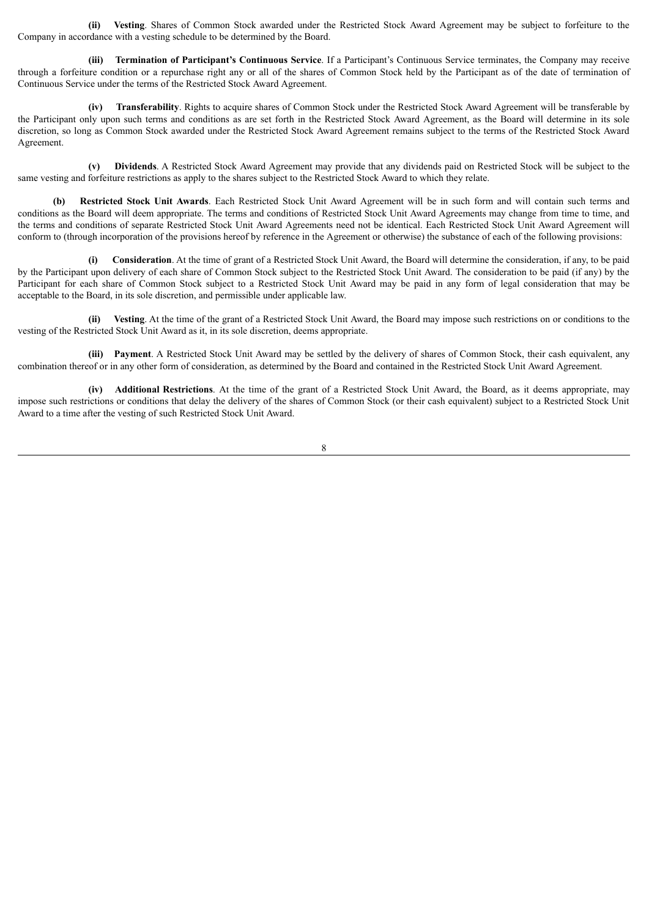**(ii) Vesting**. Shares of Common Stock awarded under the Restricted Stock Award Agreement may be subject to forfeiture to the Company in accordance with a vesting schedule to be determined by the Board.

**(iii) Termination of Participant's Continuous Service**. If a Participant's Continuous Service terminates, the Company may receive through a forfeiture condition or a repurchase right any or all of the shares of Common Stock held by the Participant as of the date of termination of Continuous Service under the terms of the Restricted Stock Award Agreement.

**(iv) Transferability**. Rights to acquire shares of Common Stock under the Restricted Stock Award Agreement will be transferable by the Participant only upon such terms and conditions as are set forth in the Restricted Stock Award Agreement, as the Board will determine in its sole discretion, so long as Common Stock awarded under the Restricted Stock Award Agreement remains subject to the terms of the Restricted Stock Award Agreement.

**(v) Dividends**. A Restricted Stock Award Agreement may provide that any dividends paid on Restricted Stock will be subject to the same vesting and forfeiture restrictions as apply to the shares subject to the Restricted Stock Award to which they relate.

**(b) Restricted Stock Unit Awards**. Each Restricted Stock Unit Award Agreement will be in such form and will contain such terms and conditions as the Board will deem appropriate. The terms and conditions of Restricted Stock Unit Award Agreements may change from time to time, and the terms and conditions of separate Restricted Stock Unit Award Agreements need not be identical. Each Restricted Stock Unit Award Agreement will conform to (through incorporation of the provisions hereof by reference in the Agreement or otherwise) the substance of each of the following provisions:

**(i) Consideration**. At the time of grant of a Restricted Stock Unit Award, the Board will determine the consideration, if any, to be paid by the Participant upon delivery of each share of Common Stock subject to the Restricted Stock Unit Award. The consideration to be paid (if any) by the Participant for each share of Common Stock subject to a Restricted Stock Unit Award may be paid in any form of legal consideration that may be acceptable to the Board, in its sole discretion, and permissible under applicable law.

**(ii) Vesting**. At the time of the grant of a Restricted Stock Unit Award, the Board may impose such restrictions on or conditions to the vesting of the Restricted Stock Unit Award as it, in its sole discretion, deems appropriate.

**(iii) Payment**. A Restricted Stock Unit Award may be settled by the delivery of shares of Common Stock, their cash equivalent, any combination thereof or in any other form of consideration, as determined by the Board and contained in the Restricted Stock Unit Award Agreement.

**(iv) Additional Restrictions**. At the time of the grant of a Restricted Stock Unit Award, the Board, as it deems appropriate, may impose such restrictions or conditions that delay the delivery of the shares of Common Stock (or their cash equivalent) subject to a Restricted Stock Unit Award to a time after the vesting of such Restricted Stock Unit Award.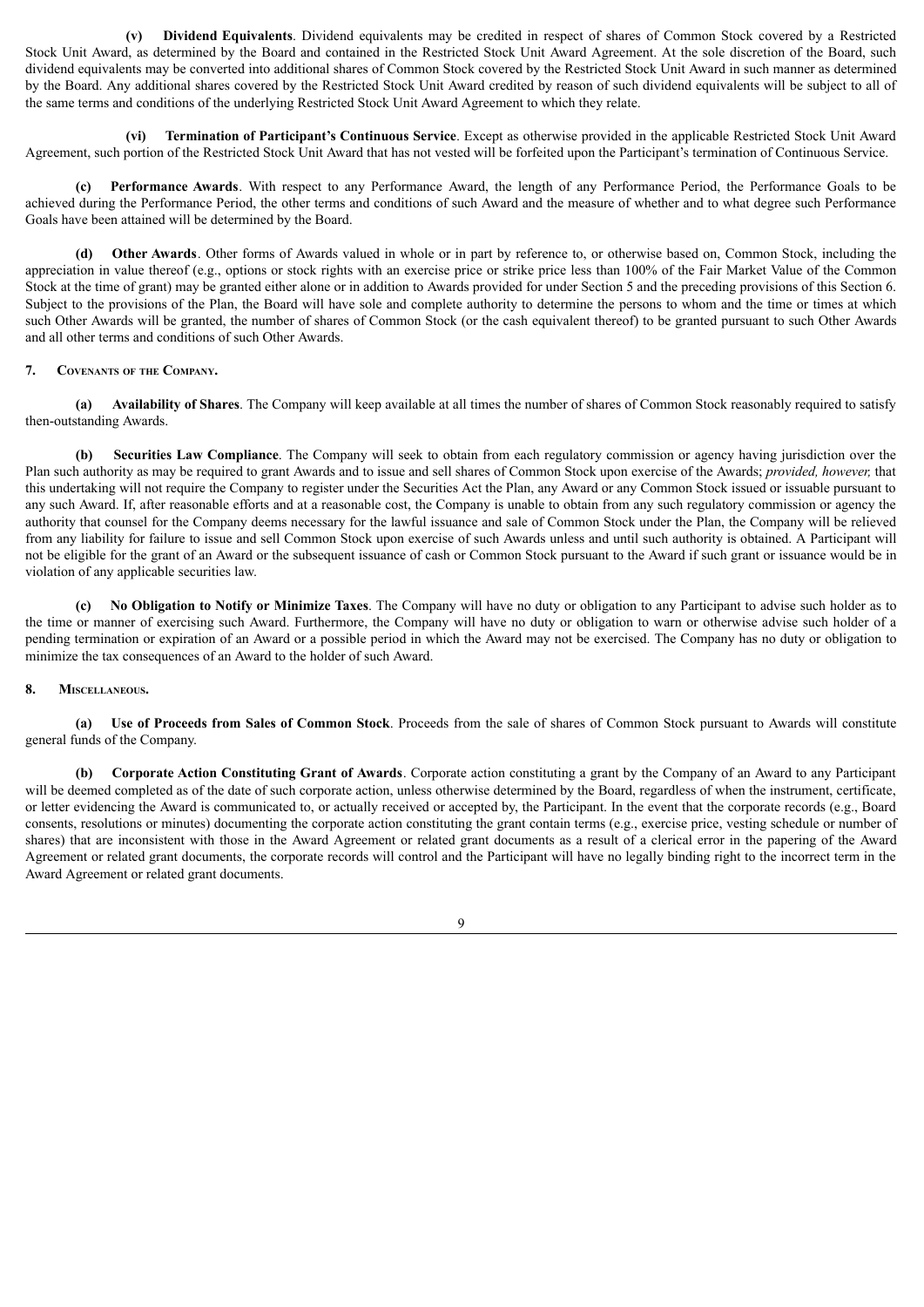**(v) Dividend Equivalents**. Dividend equivalents may be credited in respect of shares of Common Stock covered by a Restricted Stock Unit Award, as determined by the Board and contained in the Restricted Stock Unit Award Agreement. At the sole discretion of the Board, such dividend equivalents may be converted into additional shares of Common Stock covered by the Restricted Stock Unit Award in such manner as determined by the Board. Any additional shares covered by the Restricted Stock Unit Award credited by reason of such dividend equivalents will be subject to all of the same terms and conditions of the underlying Restricted Stock Unit Award Agreement to which they relate.

**(vi) Termination of Participant's Continuous Service**. Except as otherwise provided in the applicable Restricted Stock Unit Award Agreement, such portion of the Restricted Stock Unit Award that has not vested will be forfeited upon the Participant's termination of Continuous Service.

**(c) Performance Awards**. With respect to any Performance Award, the length of any Performance Period, the Performance Goals to be achieved during the Performance Period, the other terms and conditions of such Award and the measure of whether and to what degree such Performance Goals have been attained will be determined by the Board.

**(d) Other Awards**. Other forms of Awards valued in whole or in part by reference to, or otherwise based on, Common Stock, including the appreciation in value thereof (e.g., options or stock rights with an exercise price or strike price less than 100% of the Fair Market Value of the Common Stock at the time of grant) may be granted either alone or in addition to Awards provided for under Section 5 and the preceding provisions of this Section 6. Subject to the provisions of the Plan, the Board will have sole and complete authority to determine the persons to whom and the time or times at which such Other Awards will be granted, the number of shares of Common Stock (or the cash equivalent thereof) to be granted pursuant to such Other Awards and all other terms and conditions of such Other Awards.

**7. Covenants of the Company.**

**(a) Availability of Shares**. The Company will keep available at all times the number of shares of Common Stock reasonably required to satisfy then-outstanding Awards.

**(b) Securities Law Compliance**. The Company will seek to obtain from each regulatory commission or agency having jurisdiction over the Plan such authority as may be required to grant Awards and to issue and sell shares of Common Stock upon exercise of the Awards; *provided, however,* that this undertaking will not require the Company to register under the Securities Act the Plan, any Award or any Common Stock issued or issuable pursuant to any such Award. If, after reasonable efforts and at a reasonable cost, the Company is unable to obtain from any such regulatory commission or agency the authority that counsel for the Company deems necessary for the lawful issuance and sale of Common Stock under the Plan, the Company will be relieved from any liability for failure to issue and sell Common Stock upon exercise of such Awards unless and until such authority is obtained. A Participant will not be eligible for the grant of an Award or the subsequent issuance of cash or Common Stock pursuant to the Award if such grant or issuance would be in violation of any applicable securities law.

**(c) No Obligation to Notify or Minimize Taxes**. The Company will have no duty or obligation to any Participant to advise such holder as to the time or manner of exercising such Award. Furthermore, the Company will have no duty or obligation to warn or otherwise advise such holder of a pending termination or expiration of an Award or a possible period in which the Award may not be exercised. The Company has no duty or obligation to minimize the tax consequences of an Award to the holder of such Award.

**8. Miscellaneous.**

**(a) Use of Proceeds from Sales of Common Stock**. Proceeds from the sale of shares of Common Stock pursuant to Awards will constitute general funds of the Company.

**(b) Corporate Action Constituting Grant of Awards**. Corporate action constituting a grant by the Company of an Award to any Participant will be deemed completed as of the date of such corporate action, unless otherwise determined by the Board, regardless of when the instrument, certificate, or letter evidencing the Award is communicated to, or actually received or accepted by, the Participant. In the event that the corporate records (e.g., Board consents, resolutions or minutes) documenting the corporate action constituting the grant contain terms (e.g., exercise price, vesting schedule or number of shares) that are inconsistent with those in the Award Agreement or related grant documents as a result of a clerical error in the papering of the Award Agreement or related grant documents, the corporate records will control and the Participant will have no legally binding right to the incorrect term in the Award Agreement or related grant documents.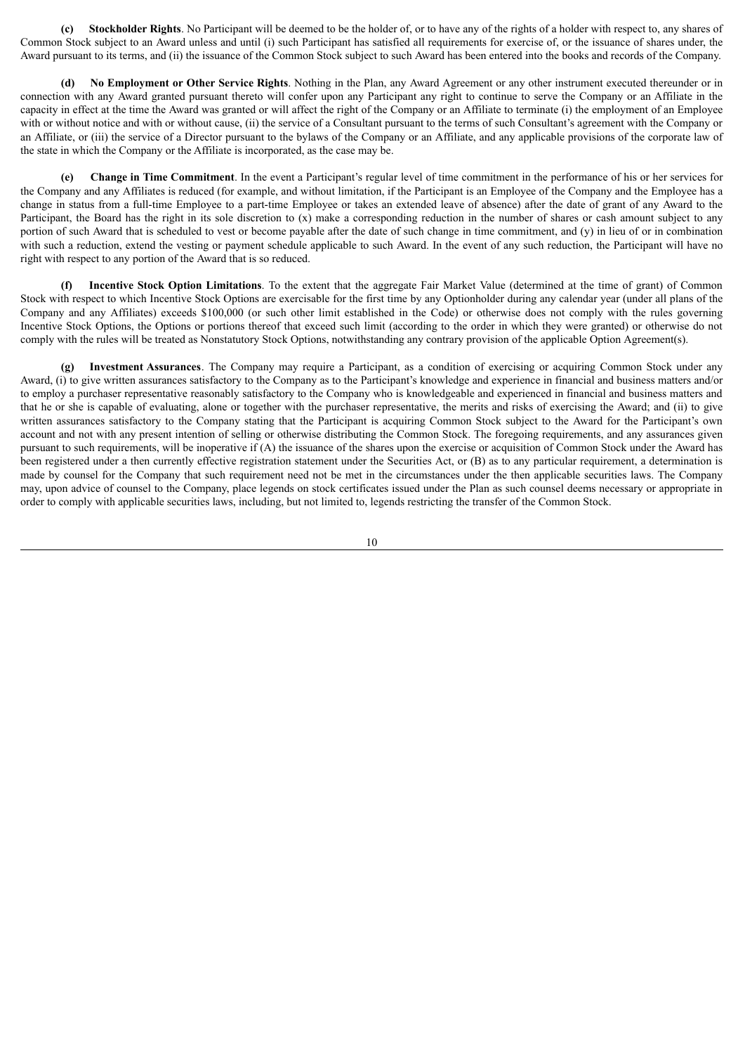**(c) Stockholder Rights**. No Participant will be deemed to be the holder of, or to have any of the rights of a holder with respect to, any shares of Common Stock subject to an Award unless and until (i) such Participant has satisfied all requirements for exercise of, or the issuance of shares under, the Award pursuant to its terms, and (ii) the issuance of the Common Stock subject to such Award has been entered into the books and records of the Company.

**(d) No Employment or Other Service Rights**. Nothing in the Plan, any Award Agreement or any other instrument executed thereunder or in connection with any Award granted pursuant thereto will confer upon any Participant any right to continue to serve the Company or an Affiliate in the capacity in effect at the time the Award was granted or will affect the right of the Company or an Affiliate to terminate (i) the employment of an Employee with or without notice and with or without cause, (ii) the service of a Consultant pursuant to the terms of such Consultant's agreement with the Company or an Affiliate, or (iii) the service of a Director pursuant to the bylaws of the Company or an Affiliate, and any applicable provisions of the corporate law of the state in which the Company or the Affiliate is incorporated, as the case may be.

**(e) Change in Time Commitment**. In the event a Participant's regular level of time commitment in the performance of his or her services for the Company and any Affiliates is reduced (for example, and without limitation, if the Participant is an Employee of the Company and the Employee has a change in status from a full-time Employee to a part-time Employee or takes an extended leave of absence) after the date of grant of any Award to the Participant, the Board has the right in its sole discretion to (x) make a corresponding reduction in the number of shares or cash amount subject to any portion of such Award that is scheduled to vest or become payable after the date of such change in time commitment, and (y) in lieu of or in combination with such a reduction, extend the vesting or payment schedule applicable to such Award. In the event of any such reduction, the Participant will have no right with respect to any portion of the Award that is so reduced.

**(f) Incentive Stock Option Limitations**. To the extent that the aggregate Fair Market Value (determined at the time of grant) of Common Stock with respect to which Incentive Stock Options are exercisable for the first time by any Optionholder during any calendar year (under all plans of the Company and any Affiliates) exceeds $100,000 (or such other limit established in the Code) or otherwise does not comply with the rules governing Incentive Stock Options, the Options or portions thereof that exceed such limit (according to the order in which they were granted) or otherwise do not comply with the rules will be treated as Nonstatutory Stock Options, notwithstanding any contrary provision of the applicable Option Agreement(s).

**(g) Investment Assurances**. The Company may require a Participant, as a condition of exercising or acquiring Common Stock under any Award, (i) to give written assurances satisfactory to the Company as to the Participant's knowledge and experience in financial and business matters and/or to employ a purchaser representative reasonably satisfactory to the Company who is knowledgeable and experienced in financial and business matters and that he or she is capable of evaluating, alone or together with the purchaser representative, the merits and risks of exercising the Award; and (ii) to give written assurances satisfactory to the Company stating that the Participant is acquiring Common Stock subject to the Award for the Participant's own account and not with any present intention of selling or otherwise distributing the Common Stock. The foregoing requirements, and any assurances given pursuant to such requirements, will be inoperative if (A) the issuance of the shares upon the exercise or acquisition of Common Stock under the Award has been registered under a then currently effective registration statement under the Securities Act, or (B) as to any particular requirement, a determination is made by counsel for the Company that such requirement need not be met in the circumstances under the then applicable securities laws. The Company may, upon advice of counsel to the Company, place legends on stock certificates issued under the Plan as such counsel deems necessary or appropriate in order to comply with applicable securities laws, including, but not limited to, legends restricting the transfer of the Common Stock.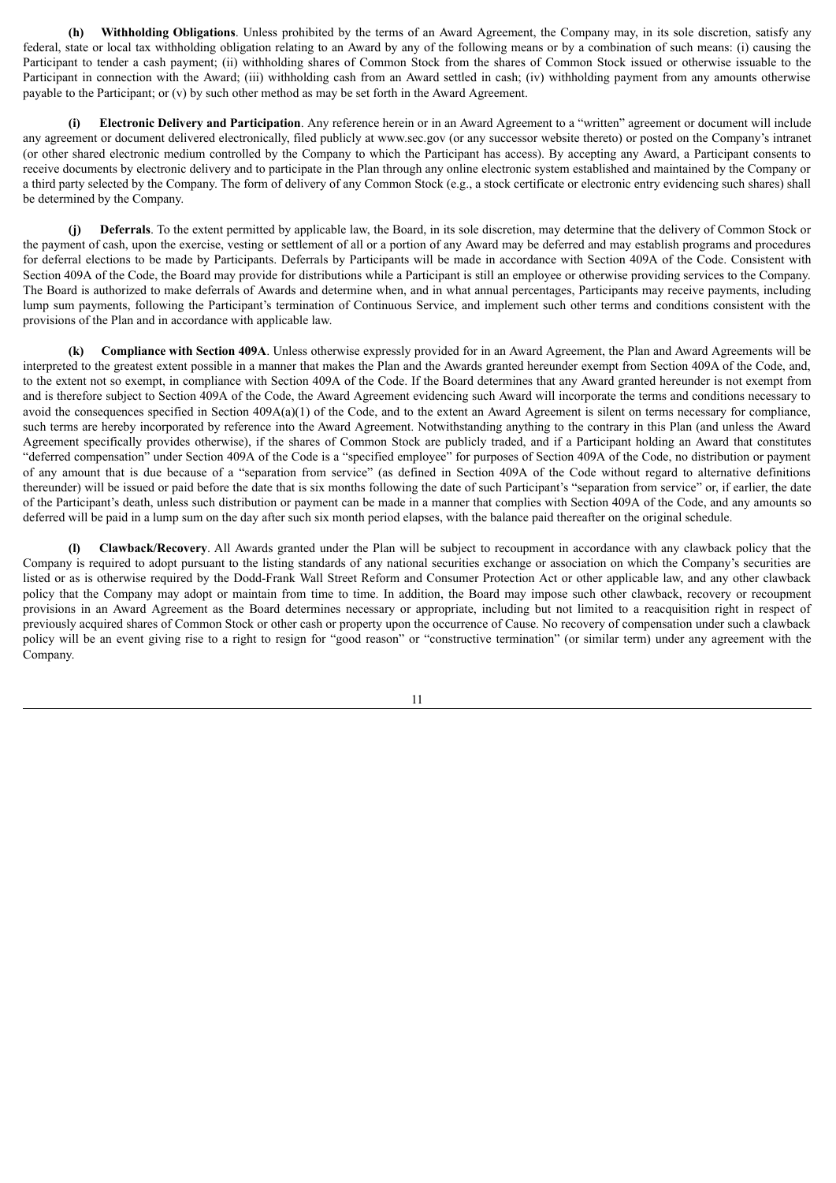**(h) Withholding Obligations**. Unless prohibited by the terms of an Award Agreement, the Company may, in its sole discretion, satisfy any federal, state or local tax withholding obligation relating to an Award by any of the following means or by a combination of such means: (i) causing the Participant to tender a cash payment; (ii) withholding shares of Common Stock from the shares of Common Stock issued or otherwise issuable to the Participant in connection with the Award; (iii) withholding cash from an Award settled in cash; (iv) withholding payment from any amounts otherwise payable to the Participant; or (v) by such other method as may be set forth in the Award Agreement.

**(i) Electronic Delivery and Participation**. Any reference herein or in an Award Agreement to a "written" agreement or document will include any agreement or document delivered electronically, filed publicly at www.sec.gov (or any successor website thereto) or posted on the Company's intranet (or other shared electronic medium controlled by the Company to which the Participant has access). By accepting any Award, a Participant consents to receive documents by electronic delivery and to participate in the Plan through any online electronic system established and maintained by the Company or a third party selected by the Company. The form of delivery of any Common Stock (e.g., a stock certificate or electronic entry evidencing such shares) shall be determined by the Company.

**(j) Deferrals**. To the extent permitted by applicable law, the Board, in its sole discretion, may determine that the delivery of Common Stock or the payment of cash, upon the exercise, vesting or settlement of all or a portion of any Award may be deferred and may establish programs and procedures for deferral elections to be made by Participants. Deferrals by Participants will be made in accordance with Section 409A of the Code. Consistent with Section 409A of the Code, the Board may provide for distributions while a Participant is still an employee or otherwise providing services to the Company. The Board is authorized to make deferrals of Awards and determine when, and in what annual percentages, Participants may receive payments, including lump sum payments, following the Participant's termination of Continuous Service, and implement such other terms and conditions consistent with the provisions of the Plan and in accordance with applicable law.

**(k) Compliance with Section 409A**. Unless otherwise expressly provided for in an Award Agreement, the Plan and Award Agreements will be interpreted to the greatest extent possible in a manner that makes the Plan and the Awards granted hereunder exempt from Section 409A of the Code, and, to the extent not so exempt, in compliance with Section 409A of the Code. If the Board determines that any Award granted hereunder is not exempt from and is therefore subject to Section 409A of the Code, the Award Agreement evidencing such Award will incorporate the terms and conditions necessary to avoid the consequences specified in Section 409A(a)(1) of the Code, and to the extent an Award Agreement is silent on terms necessary for compliance, such terms are hereby incorporated by reference into the Award Agreement. Notwithstanding anything to the contrary in this Plan (and unless the Award Agreement specifically provides otherwise), if the shares of Common Stock are publicly traded, and if a Participant holding an Award that constitutes "deferred compensation" under Section 409A of the Code is a "specified employee" for purposes of Section 409A of the Code, no distribution or payment of any amount that is due because of a "separation from service" (as defined in Section 409A of the Code without regard to alternative definitions thereunder) will be issued or paid before the date that is six months following the date of such Participant's "separation from service" or, if earlier, the date of the Participant's death, unless such distribution or payment can be made in a manner that complies with Section 409A of the Code, and any amounts so deferred will be paid in a lump sum on the day after such six month period elapses, with the balance paid thereafter on the original schedule.

**(l) Clawback/Recovery**. All Awards granted under the Plan will be subject to recoupment in accordance with any clawback policy that the Company is required to adopt pursuant to the listing standards of any national securities exchange or association on which the Company's securities are listed or as is otherwise required by the Dodd-Frank Wall Street Reform and Consumer Protection Act or other applicable law, and any other clawback policy that the Company may adopt or maintain from time to time. In addition, the Board may impose such other clawback, recovery or recoupment provisions in an Award Agreement as the Board determines necessary or appropriate, including but not limited to a reacquisition right in respect of previously acquired shares of Common Stock or other cash or property upon the occurrence of Cause. No recovery of compensation under such a clawback policy will be an event giving rise to a right to resign for "good reason" or "constructive termination" (or similar term) under any agreement with the Company.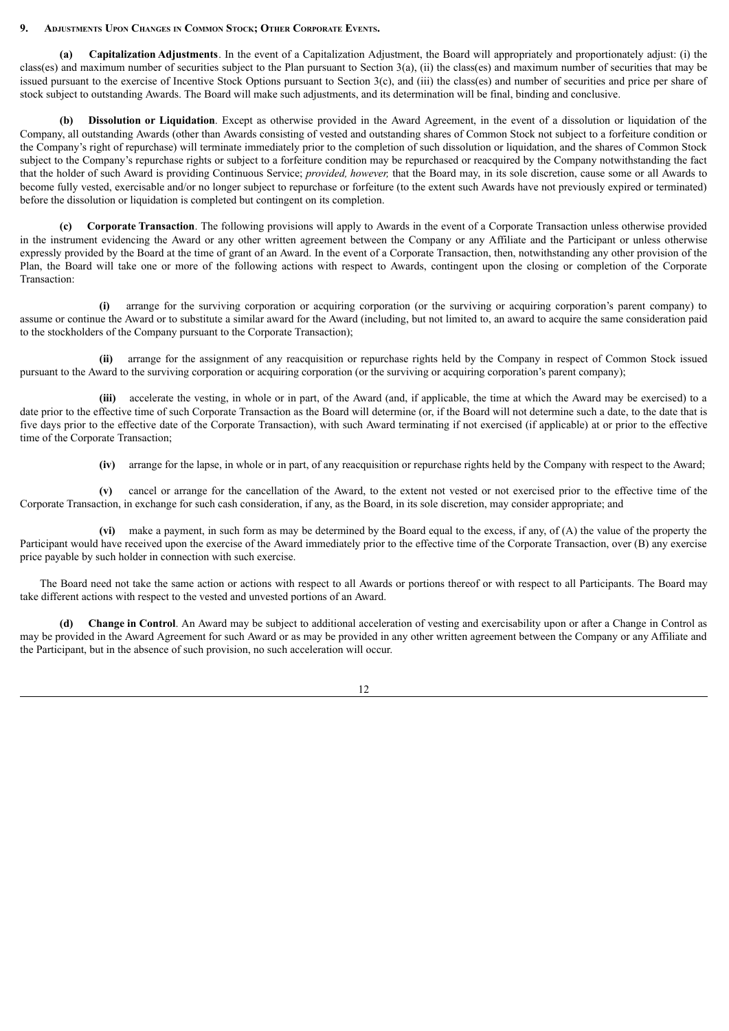**9. ADJUSTMENTS UPON CHANGES IN COMMON STOCK; OTHER CORPORATE EVENTS.**

**(a) Capitalization Adjustments**. In the event of a Capitalization Adjustment, the Board will appropriately and proportionately adjust: (i) the class(es) and maximum number of securities subject to the Plan pursuant to Section 3(a), (ii) the class(es) and maximum number of securities that may be issued pursuant to the exercise of Incentive Stock Options pursuant to Section 3(c), and (iii) the class(es) and number of securities and price per share of stock subject to outstanding Awards. The Board will make such adjustments, and its determination will be final, binding and conclusive.

**(b) Dissolution or Liquidation**. Except as otherwise provided in the Award Agreement, in the event of a dissolution or liquidation of the Company, all outstanding Awards (other than Awards consisting of vested and outstanding shares of Common Stock not subject to a forfeiture condition or the Company's right of repurchase) will terminate immediately prior to the completion of such dissolution or liquidation, and the shares of Common Stock subject to the Company's repurchase rights or subject to a forfeiture condition may be repurchased or reacquired by the Company notwithstanding the fact that the holder of such Award is providing Continuous Service; *provided, however,* that the Board may, in its sole discretion, cause some or all Awards to become fully vested, exercisable and/or no longer subject to repurchase or forfeiture (to the extent such Awards have not previously expired or terminated) before the dissolution or liquidation is completed but contingent on its completion.

**(c) Corporate Transaction**. The following provisions will apply to Awards in the event of a Corporate Transaction unless otherwise provided in the instrument evidencing the Award or any other written agreement between the Company or any Affiliate and the Participant or unless otherwise expressly provided by the Board at the time of grant of an Award. In the event of a Corporate Transaction, then, notwithstanding any other provision of the Plan, the Board will take one or more of the following actions with respect to Awards, contingent upon the closing or completion of the Corporate Transaction:

**(i)** arrange for the surviving corporation or acquiring corporation (or the surviving or acquiring corporation's parent company) to assume or continue the Award or to substitute a similar award for the Award (including, but not limited to, an award to acquire the same consideration paid to the stockholders of the Company pursuant to the Corporate Transaction);

**(ii)** arrange for the assignment of any reacquisition or repurchase rights held by the Company in respect of Common Stock issued pursuant to the Award to the surviving corporation or acquiring corporation (or the surviving or acquiring corporation's parent company);

**(iii)** accelerate the vesting, in whole or in part, of the Award (and, if applicable, the time at which the Award may be exercised) to a date prior to the effective time of such Corporate Transaction as the Board will determine (or, if the Board will not determine such a date, to the date that is five days prior to the effective date of the Corporate Transaction), with such Award terminating if not exercised (if applicable) at or prior to the effective time of the Corporate Transaction;

**(iv)** arrange for the lapse, in whole or in part, of any reacquisition or repurchase rights held by the Company with respect to the Award;

**(v)** cancel or arrange for the cancellation of the Award, to the extent not vested or not exercised prior to the effective time of the Corporate Transaction, in exchange for such cash consideration, if any, as the Board, in its sole discretion, may consider appropriate; and

**(vi)** make a payment, in such form as may be determined by the Board equal to the excess, if any, of (A) the value of the property the Participant would have received upon the exercise of the Award immediately prior to the effective time of the Corporate Transaction, over (B) any exercise price payable by such holder in connection with such exercise.

The Board need not take the same action or actions with respect to all Awards or portions thereof or with respect to all Participants. The Board may take different actions with respect to the vested and unvested portions of an Award.

**(d) Change in Control**. An Award may be subject to additional acceleration of vesting and exercisability upon or after a Change in Control as may be provided in the Award Agreement for such Award or as may be provided in any other written agreement between the Company or any Affiliate and the Participant, but in the absence of such provision, no such acceleration will occur.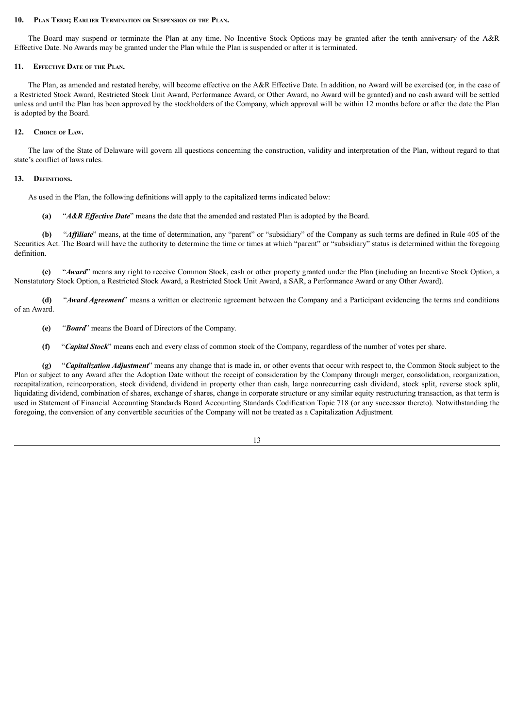## 10. Plan Term; Earlier Termination or Suspension of the Plan.

The Board may suspend or terminate the Plan at any time. No Incentive Stock Options may be granted after the tenth anniversary of the A&R Effective Date. No Awards may be granted under the Plan while the Plan is suspended or after it is terminated.

## 11. Effective Date of the Plan.

The Plan, as amended and restated hereby, will become effective on the A&R Effective Date. In addition, no Award will be exercised (or, in the case of a Restricted Stock Award, Restricted Stock Unit Award, Performance Award, or Other Award, no Award will be granted) and no cash award will be settled unless and until the Plan has been approved by the stockholders of the Company, which approval will be within 12 months before or after the date the Plan is adopted by the Board.

## 12. Choice of Law.

The law of the State of Delaware will govern all questions concerning the construction, validity and interpretation of the Plan, without regard to that state's conflict of laws rules.

## 13. Definitions.

As used in the Plan, the following definitions will apply to the capitalized terms indicated below:

**(a)** "***A&R Effective Date***" means the date that the amended and restated Plan is adopted by the Board.

**(b)** "***Affiliate***" means, at the time of determination, any "parent" or "subsidiary" of the Company as such terms are defined in Rule 405 of the Securities Act. The Board will have the authority to determine the time or times at which "parent" or "subsidiary" status is determined within the foregoing definition.

**(c)** "***Award***" means any right to receive Common Stock, cash or other property granted under the Plan (including an Incentive Stock Option, a Nonstatutory Stock Option, a Restricted Stock Award, a Restricted Stock Unit Award, a SAR, a Performance Award or any Other Award).

**(d)** "***Award Agreement***" means a written or electronic agreement between the Company and a Participant evidencing the terms and conditions of an Award.

**(e)** "***Board***" means the Board of Directors of the Company.

**(f)** "***Capital Stock***" means each and every class of common stock of the Company, regardless of the number of votes per share.

**(g)** "***Capitalization Adjustment***" means any change that is made in, or other events that occur with respect to, the Common Stock subject to the Plan or subject to any Award after the Adoption Date without the receipt of consideration by the Company through merger, consolidation, reorganization, recapitalization, reincorporation, stock dividend, dividend in property other than cash, large nonrecurring cash dividend, stock split, reverse stock split, liquidating dividend, combination of shares, exchange of shares, change in corporate structure or any similar equity restructuring transaction, as that term is used in Statement of Financial Accounting Standards Board Accounting Standards Codification Topic 718 (or any successor thereto). Notwithstanding the foregoing, the conversion of any convertible securities of the Company will not be treated as a Capitalization Adjustment.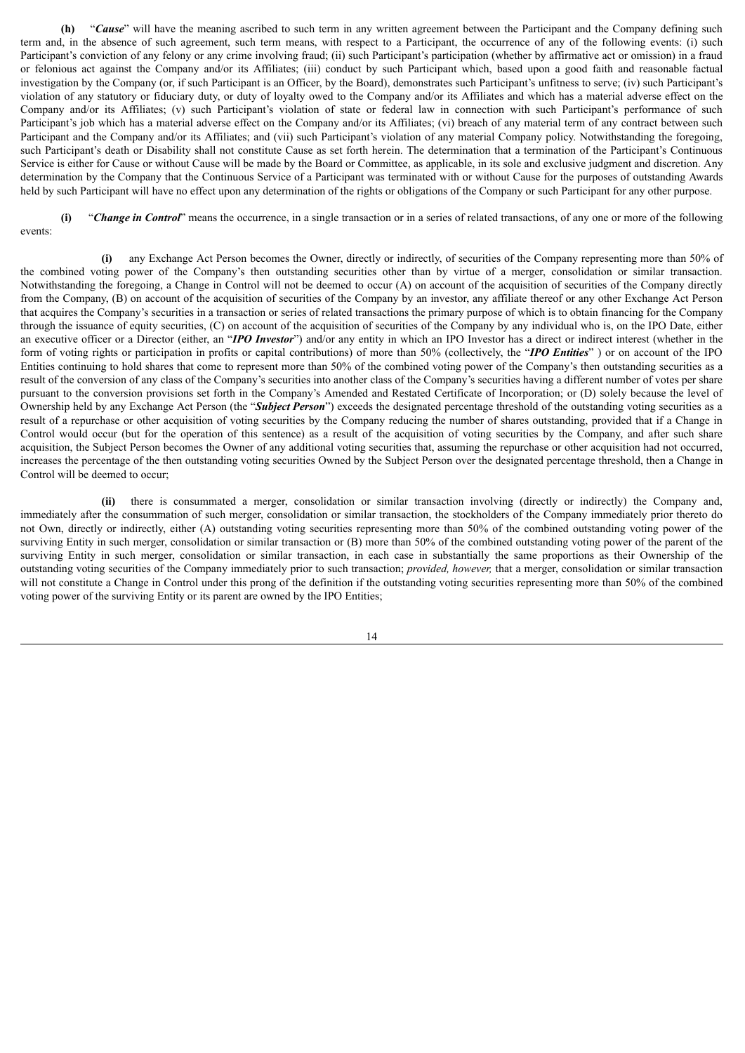**(h)** "***Cause***" will have the meaning ascribed to such term in any written agreement between the Participant and the Company defining such term and, in the absence of such agreement, such term means, with respect to a Participant, the occurrence of any of the following events: (i) such Participant's conviction of any felony or any crime involving fraud; (ii) such Participant's participation (whether by affirmative act or omission) in a fraud or felonious act against the Company and/or its Affiliates; (iii) conduct by such Participant which, based upon a good faith and reasonable factual investigation by the Company (or, if such Participant is an Officer, by the Board), demonstrates such Participant's unfitness to serve; (iv) such Participant's violation of any statutory or fiduciary duty, or duty of loyalty owed to the Company and/or its Affiliates and which has a material adverse effect on the Company and/or its Affiliates; (v) such Participant's violation of state or federal law in connection with such Participant's performance of such Participant's job which has a material adverse effect on the Company and/or its Affiliates; (vi) breach of any material term of any contract between such Participant and the Company and/or its Affiliates; and (vii) such Participant's violation of any material Company policy. Notwithstanding the foregoing, such Participant's death or Disability shall not constitute Cause as set forth herein. The determination that a termination of the Participant's Continuous Service is either for Cause or without Cause will be made by the Board or Committee, as applicable, in its sole and exclusive judgment and discretion. Any determination by the Company that the Continuous Service of a Participant was terminated with or without Cause for the purposes of outstanding Awards held by such Participant will have no effect upon any determination of the rights or obligations of the Company or such Participant for any other purpose.

**(i)** "***Change in Control***" means the occurrence, in a single transaction or in a series of related transactions, of any one or more of the following events:

**(i)** any Exchange Act Person becomes the Owner, directly or indirectly, of securities of the Company representing more than 50% of the combined voting power of the Company's then outstanding securities other than by virtue of a merger, consolidation or similar transaction. Notwithstanding the foregoing, a Change in Control will not be deemed to occur (A) on account of the acquisition of securities of the Company directly from the Company, (B) on account of the acquisition of securities of the Company by an investor, any affiliate thereof or any other Exchange Act Person that acquires the Company's securities in a transaction or series of related transactions the primary purpose of which is to obtain financing for the Company through the issuance of equity securities, (C) on account of the acquisition of securities of the Company by any individual who is, on the IPO Date, either an executive officer or a Director (either, an "***IPO Investor***") and/or any entity in which an IPO Investor has a direct or indirect interest (whether in the form of voting rights or participation in profits or capital contributions) of more than 50% (collectively, the "***IPO Entities***" ) or on account of the IPO Entities continuing to hold shares that come to represent more than 50% of the combined voting power of the Company's then outstanding securities as a result of the conversion of any class of the Company's securities into another class of the Company's securities having a different number of votes per share pursuant to the conversion provisions set forth in the Company's Amended and Restated Certificate of Incorporation; or (D) solely because the level of Ownership held by any Exchange Act Person (the "***Subject Person***") exceeds the designated percentage threshold of the outstanding voting securities as a result of a repurchase or other acquisition of voting securities by the Company reducing the number of shares outstanding, provided that if a Change in Control would occur (but for the operation of this sentence) as a result of the acquisition of voting securities by the Company, and after such share acquisition, the Subject Person becomes the Owner of any additional voting securities that, assuming the repurchase or other acquisition had not occurred, increases the percentage of the then outstanding voting securities Owned by the Subject Person over the designated percentage threshold, then a Change in Control will be deemed to occur;

**(ii)** there is consummated a merger, consolidation or similar transaction involving (directly or indirectly) the Company and, immediately after the consummation of such merger, consolidation or similar transaction, the stockholders of the Company immediately prior thereto do not Own, directly or indirectly, either (A) outstanding voting securities representing more than 50% of the combined outstanding voting power of the surviving Entity in such merger, consolidation or similar transaction or (B) more than 50% of the combined outstanding voting power of the parent of the surviving Entity in such merger, consolidation or similar transaction, in each case in substantially the same proportions as their Ownership of the outstanding voting securities of the Company immediately prior to such transaction; *provided, however,* that a merger, consolidation or similar transaction will not constitute a Change in Control under this prong of the definition if the outstanding voting securities representing more than 50% of the combined voting power of the surviving Entity or its parent are owned by the IPO Entities;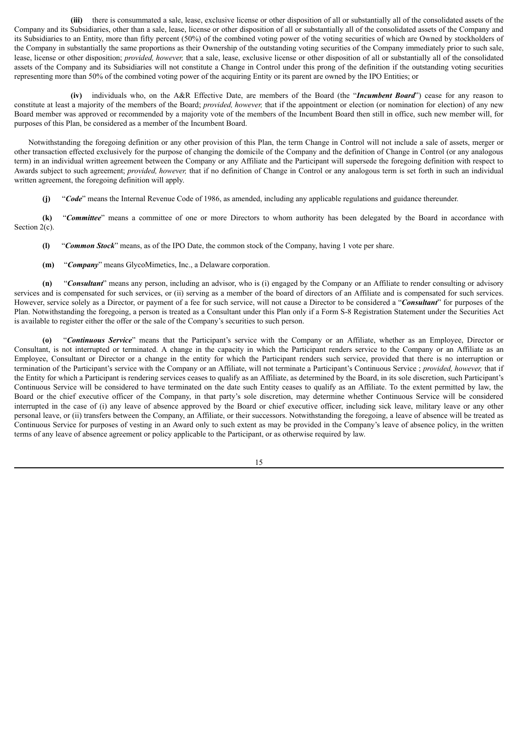**(iii)** there is consummated a sale, lease, exclusive license or other disposition of all or substantially all of the consolidated assets of the Company and its Subsidiaries, other than a sale, lease, license or other disposition of all or substantially all of the consolidated assets of the Company and its Subsidiaries to an Entity, more than fifty percent (50%) of the combined voting power of the voting securities of which are Owned by stockholders of the Company in substantially the same proportions as their Ownership of the outstanding voting securities of the Company immediately prior to such sale, lease, license or other disposition; *provided, however,* that a sale, lease, exclusive license or other disposition of all or substantially all of the consolidated assets of the Company and its Subsidiaries will not constitute a Change in Control under this prong of the definition if the outstanding voting securities representing more than 50% of the combined voting power of the acquiring Entity or its parent are owned by the IPO Entities; or

**(iv)** individuals who, on the A&R Effective Date, are members of the Board (the "***Incumbent Board***") cease for any reason to constitute at least a majority of the members of the Board; *provided, however,* that if the appointment or election (or nomination for election) of any new Board member was approved or recommended by a majority vote of the members of the Incumbent Board then still in office, such new member will, for purposes of this Plan, be considered as a member of the Incumbent Board.

Notwithstanding the foregoing definition or any other provision of this Plan, the term Change in Control will not include a sale of assets, merger or other transaction effected exclusively for the purpose of changing the domicile of the Company and the definition of Change in Control (or any analogous term) in an individual written agreement between the Company or any Affiliate and the Participant will supersede the foregoing definition with respect to Awards subject to such agreement; *provided, however,* that if no definition of Change in Control or any analogous term is set forth in such an individual written agreement, the foregoing definition will apply.

**(j)** "***Code***" means the Internal Revenue Code of 1986, as amended, including any applicable regulations and guidance thereunder.

**(k)** "***Committee***" means a committee of one or more Directors to whom authority has been delegated by the Board in accordance with Section 2(c).

**(l)** "***Common Stock***" means, as of the IPO Date, the common stock of the Company, having 1 vote per share.

**(m)** "***Company***" means GlycoMimetics, Inc., a Delaware corporation.

**(n)** "***Consultant***" means any person, including an advisor, who is (i) engaged by the Company or an Affiliate to render consulting or advisory services and is compensated for such services, or (ii) serving as a member of the board of directors of an Affiliate and is compensated for such services. However, service solely as a Director, or payment of a fee for such service, will not cause a Director to be considered a "***Consultant***" for purposes of the Plan. Notwithstanding the foregoing, a person is treated as a Consultant under this Plan only if a Form S-8 Registration Statement under the Securities Act is available to register either the offer or the sale of the Company's securities to such person.

**(o)** "***Continuous Service***" means that the Participant's service with the Company or an Affiliate, whether as an Employee, Director or Consultant, is not interrupted or terminated. A change in the capacity in which the Participant renders service to the Company or an Affiliate as an Employee, Consultant or Director or a change in the entity for which the Participant renders such service, provided that there is no interruption or termination of the Participant's service with the Company or an Affiliate, will not terminate a Participant's Continuous Service ; *provided, however,* that if the Entity for which a Participant is rendering services ceases to qualify as an Affiliate, as determined by the Board, in its sole discretion, such Participant's Continuous Service will be considered to have terminated on the date such Entity ceases to qualify as an Affiliate. To the extent permitted by law, the Board or the chief executive officer of the Company, in that party's sole discretion, may determine whether Continuous Service will be considered interrupted in the case of (i) any leave of absence approved by the Board or chief executive officer, including sick leave, military leave or any other personal leave, or (ii) transfers between the Company, an Affiliate, or their successors. Notwithstanding the foregoing, a leave of absence will be treated as Continuous Service for purposes of vesting in an Award only to such extent as may be provided in the Company's leave of absence policy, in the written terms of any leave of absence agreement or policy applicable to the Participant, or as otherwise required by law.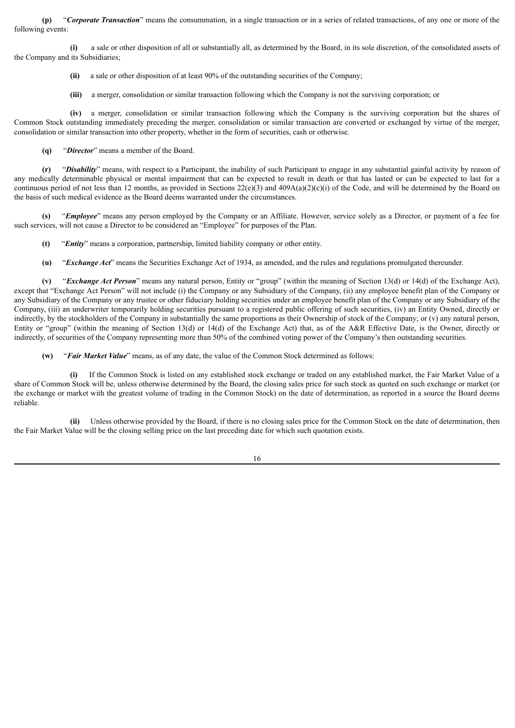**(p)** "***Corporate Transaction***" means the consummation, in a single transaction or in a series of related transactions, of any one or more of the following events:

**(i)** a sale or other disposition of all or substantially all, as determined by the Board, in its sole discretion, of the consolidated assets of the Company and its Subsidiaries;

**(ii)** a sale or other disposition of at least 90% of the outstanding securities of the Company;

**(iii)** a merger, consolidation or similar transaction following which the Company is not the surviving corporation; or

**(iv)** a merger, consolidation or similar transaction following which the Company is the surviving corporation but the shares of Common Stock outstanding immediately preceding the merger, consolidation or similar transaction are converted or exchanged by virtue of the merger, consolidation or similar transaction into other property, whether in the form of securities, cash or otherwise.

**(q)** "***Director***" means a member of the Board.

**(r)** "***Disability***" means, with respect to a Participant, the inability of such Participant to engage in any substantial gainful activity by reason of any medically determinable physical or mental impairment that can be expected to result in death or that has lasted or can be expected to last for a continuous period of not less than 12 months, as provided in Sections 22(e)(3) and 409A(a)(2)(c)(i) of the Code, and will be determined by the Board on the basis of such medical evidence as the Board deems warranted under the circumstances.

**(s)** "***Employee***" means any person employed by the Company or an Affiliate. However, service solely as a Director, or payment of a fee for such services, will not cause a Director to be considered an "Employee" for purposes of the Plan.

**(t)** "***Entity***" means a corporation, partnership, limited liability company or other entity.

**(u)** "***Exchange Act***" means the Securities Exchange Act of 1934, as amended, and the rules and regulations promulgated thereunder.

**(v)** "***Exchange Act Person***" means any natural person, Entity or "group" (within the meaning of Section 13(d) or 14(d) of the Exchange Act), except that "Exchange Act Person" will not include (i) the Company or any Subsidiary of the Company, (ii) any employee benefit plan of the Company or any Subsidiary of the Company or any trustee or other fiduciary holding securities under an employee benefit plan of the Company or any Subsidiary of the Company, (iii) an underwriter temporarily holding securities pursuant to a registered public offering of such securities, (iv) an Entity Owned, directly or indirectly, by the stockholders of the Company in substantially the same proportions as their Ownership of stock of the Company; or (v) any natural person, Entity or "group" (within the meaning of Section 13(d) or 14(d) of the Exchange Act) that, as of the A&R Effective Date, is the Owner, directly or indirectly, of securities of the Company representing more than 50% of the combined voting power of the Company's then outstanding securities.

**(w)** "***Fair Market Value***" means, as of any date, the value of the Common Stock determined as follows:

**(i)** If the Common Stock is listed on any established stock exchange or traded on any established market, the Fair Market Value of a share of Common Stock will be, unless otherwise determined by the Board, the closing sales price for such stock as quoted on such exchange or market (or the exchange or market with the greatest volume of trading in the Common Stock) on the date of determination, as reported in a source the Board deems reliable.

**(ii)** Unless otherwise provided by the Board, if there is no closing sales price for the Common Stock on the date of determination, then the Fair Market Value will be the closing selling price on the last preceding date for which such quotation exists.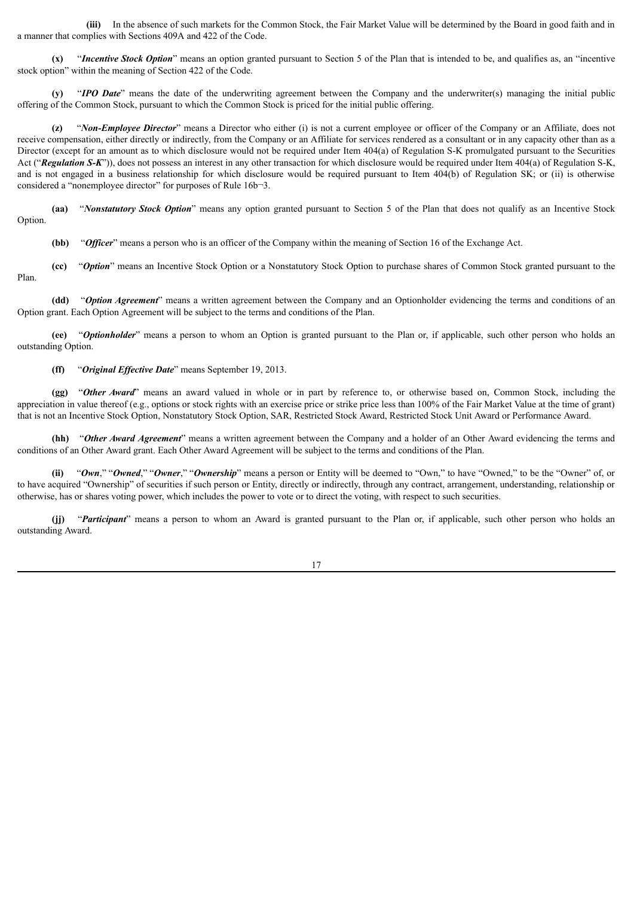**(iii)** In the absence of such markets for the Common Stock, the Fair Market Value will be determined by the Board in good faith and in a manner that complies with Sections 409A and 422 of the Code.

**(x)** "***Incentive Stock Option***" means an option granted pursuant to Section 5 of the Plan that is intended to be, and qualifies as, an "incentive stock option" within the meaning of Section 422 of the Code.

**(y)** "***IPO Date***" means the date of the underwriting agreement between the Company and the underwriter(s) managing the initial public offering of the Common Stock, pursuant to which the Common Stock is priced for the initial public offering.

**(z)** "***Non-Employee Director***" means a Director who either (i) is not a current employee or officer of the Company or an Affiliate, does not receive compensation, either directly or indirectly, from the Company or an Affiliate for services rendered as a consultant or in any capacity other than as a Director (except for an amount as to which disclosure would not be required under Item 404(a) of Regulation S-K promulgated pursuant to the Securities Act ("***Regulation S-K***")), does not possess an interest in any other transaction for which disclosure would be required under Item 404(a) of Regulation S-K, and is not engaged in a business relationship for which disclosure would be required pursuant to Item 404(b) of Regulation SK; or (ii) is otherwise considered a "nonemployee director" for purposes of Rule 16b¬3.

**(aa)** "***Nonstatutory Stock Option***" means any option granted pursuant to Section 5 of the Plan that does not qualify as an Incentive Stock Option.

**(bb)** "***Officer***" means a person who is an officer of the Company within the meaning of Section 16 of the Exchange Act.

**(cc)** "***Option***" means an Incentive Stock Option or a Nonstatutory Stock Option to purchase shares of Common Stock granted pursuant to the Plan.

**(dd)** "***Option Agreement***" means a written agreement between the Company and an Optionholder evidencing the terms and conditions of an Option grant. Each Option Agreement will be subject to the terms and conditions of the Plan.

**(ee)** "***Optionholder***" means a person to whom an Option is granted pursuant to the Plan or, if applicable, such other person who holds an outstanding Option.

**(ff)** "***Original Effective Date***" means September 19, 2013.

**(gg)** "***Other Award***" means an award valued in whole or in part by reference to, or otherwise based on, Common Stock, including the appreciation in value thereof (e.g., options or stock rights with an exercise price or strike price less than 100% of the Fair Market Value at the time of grant) that is not an Incentive Stock Option, Nonstatutory Stock Option, SAR, Restricted Stock Award, Restricted Stock Unit Award or Performance Award.

**(hh)** "***Other Award Agreement***" means a written agreement between the Company and a holder of an Other Award evidencing the terms and conditions of an Other Award grant. Each Other Award Agreement will be subject to the terms and conditions of the Plan.

**(ii)** "***Own***," "***Owned***," "***Owner***," "***Ownership***" means a person or Entity will be deemed to "Own," to have "Owned," to be the "Owner" of, or to have acquired "Ownership" of securities if such person or Entity, directly or indirectly, through any contract, arrangement, understanding, relationship or otherwise, has or shares voting power, which includes the power to vote or to direct the voting, with respect to such securities.

**(jj)** "***Participant***" means a person to whom an Award is granted pursuant to the Plan or, if applicable, such other person who holds an outstanding Award.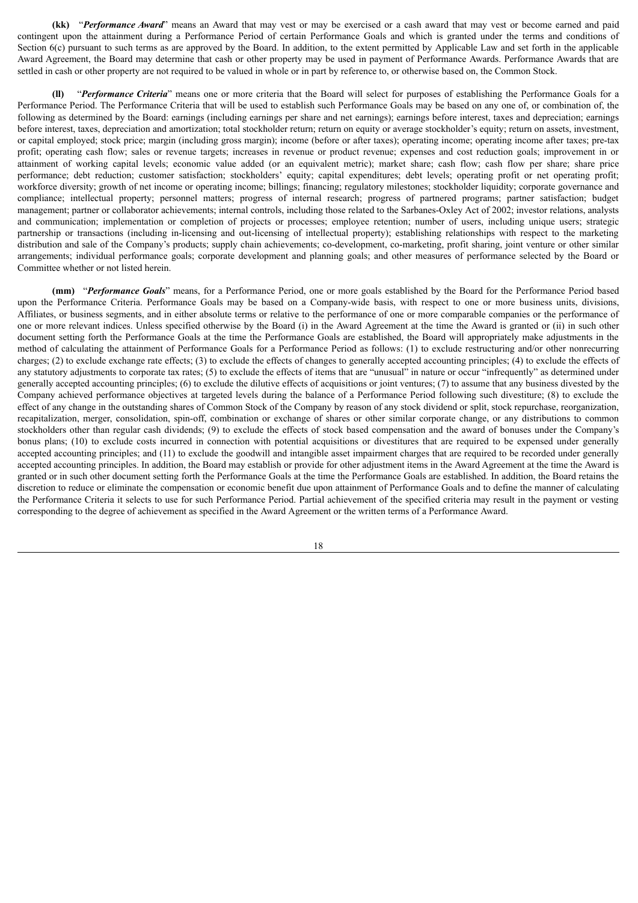**(kk)** "***Performance Award***" means an Award that may vest or may be exercised or a cash award that may vest or become earned and paid contingent upon the attainment during a Performance Period of certain Performance Goals and which is granted under the terms and conditions of Section 6(c) pursuant to such terms as are approved by the Board. In addition, to the extent permitted by Applicable Law and set forth in the applicable Award Agreement, the Board may determine that cash or other property may be used in payment of Performance Awards. Performance Awards that are settled in cash or other property are not required to be valued in whole or in part by reference to, or otherwise based on, the Common Stock.

**(ll)** "***Performance Criteria***" means one or more criteria that the Board will select for purposes of establishing the Performance Goals for a Performance Period. The Performance Criteria that will be used to establish such Performance Goals may be based on any one of, or combination of, the following as determined by the Board: earnings (including earnings per share and net earnings); earnings before interest, taxes and depreciation; earnings before interest, taxes, depreciation and amortization; total stockholder return; return on equity or average stockholder's equity; return on assets, investment, or capital employed; stock price; margin (including gross margin); income (before or after taxes); operating income; operating income after taxes; pre-tax profit; operating cash flow; sales or revenue targets; increases in revenue or product revenue; expenses and cost reduction goals; improvement in or attainment of working capital levels; economic value added (or an equivalent metric); market share; cash flow; cash flow per share; share price performance; debt reduction; customer satisfaction; stockholders' equity; capital expenditures; debt levels; operating profit or net operating profit; workforce diversity; growth of net income or operating income; billings; financing; regulatory milestones; stockholder liquidity; corporate governance and compliance; intellectual property; personnel matters; progress of internal research; progress of partnered programs; partner satisfaction; budget management; partner or collaborator achievements; internal controls, including those related to the Sarbanes-Oxley Act of 2002; investor relations, analysts and communication; implementation or completion of projects or processes; employee retention; number of users, including unique users; strategic partnership or transactions (including in-licensing and out-licensing of intellectual property); establishing relationships with respect to the marketing distribution and sale of the Company's products; supply chain achievements; co-development, co-marketing, profit sharing, joint venture or other similar arrangements; individual performance goals; corporate development and planning goals; and other measures of performance selected by the Board or Committee whether or not listed herein.

**(mm)** "***Performance Goals***" means, for a Performance Period, one or more goals established by the Board for the Performance Period based upon the Performance Criteria. Performance Goals may be based on a Company-wide basis, with respect to one or more business units, divisions, Affiliates, or business segments, and in either absolute terms or relative to the performance of one or more comparable companies or the performance of one or more relevant indices. Unless specified otherwise by the Board (i) in the Award Agreement at the time the Award is granted or (ii) in such other document setting forth the Performance Goals at the time the Performance Goals are established, the Board will appropriately make adjustments in the method of calculating the attainment of Performance Goals for a Performance Period as follows: (1) to exclude restructuring and/or other nonrecurring charges; (2) to exclude exchange rate effects; (3) to exclude the effects of changes to generally accepted accounting principles; (4) to exclude the effects of any statutory adjustments to corporate tax rates; (5) to exclude the effects of items that are "unusual" in nature or occur "infrequently" as determined under generally accepted accounting principles; (6) to exclude the dilutive effects of acquisitions or joint ventures; (7) to assume that any business divested by the Company achieved performance objectives at targeted levels during the balance of a Performance Period following such divestiture; (8) to exclude the effect of any change in the outstanding shares of Common Stock of the Company by reason of any stock dividend or split, stock repurchase, reorganization, recapitalization, merger, consolidation, spin-off, combination or exchange of shares or other similar corporate change, or any distributions to common stockholders other than regular cash dividends; (9) to exclude the effects of stock based compensation and the award of bonuses under the Company's bonus plans; (10) to exclude costs incurred in connection with potential acquisitions or divestitures that are required to be expensed under generally accepted accounting principles; and (11) to exclude the goodwill and intangible asset impairment charges that are required to be recorded under generally accepted accounting principles. In addition, the Board may establish or provide for other adjustment items in the Award Agreement at the time the Award is granted or in such other document setting forth the Performance Goals at the time the Performance Goals are established. In addition, the Board retains the discretion to reduce or eliminate the compensation or economic benefit due upon attainment of Performance Goals and to define the manner of calculating the Performance Criteria it selects to use for such Performance Period. Partial achievement of the specified criteria may result in the payment or vesting corresponding to the degree of achievement as specified in the Award Agreement or the written terms of a Performance Award.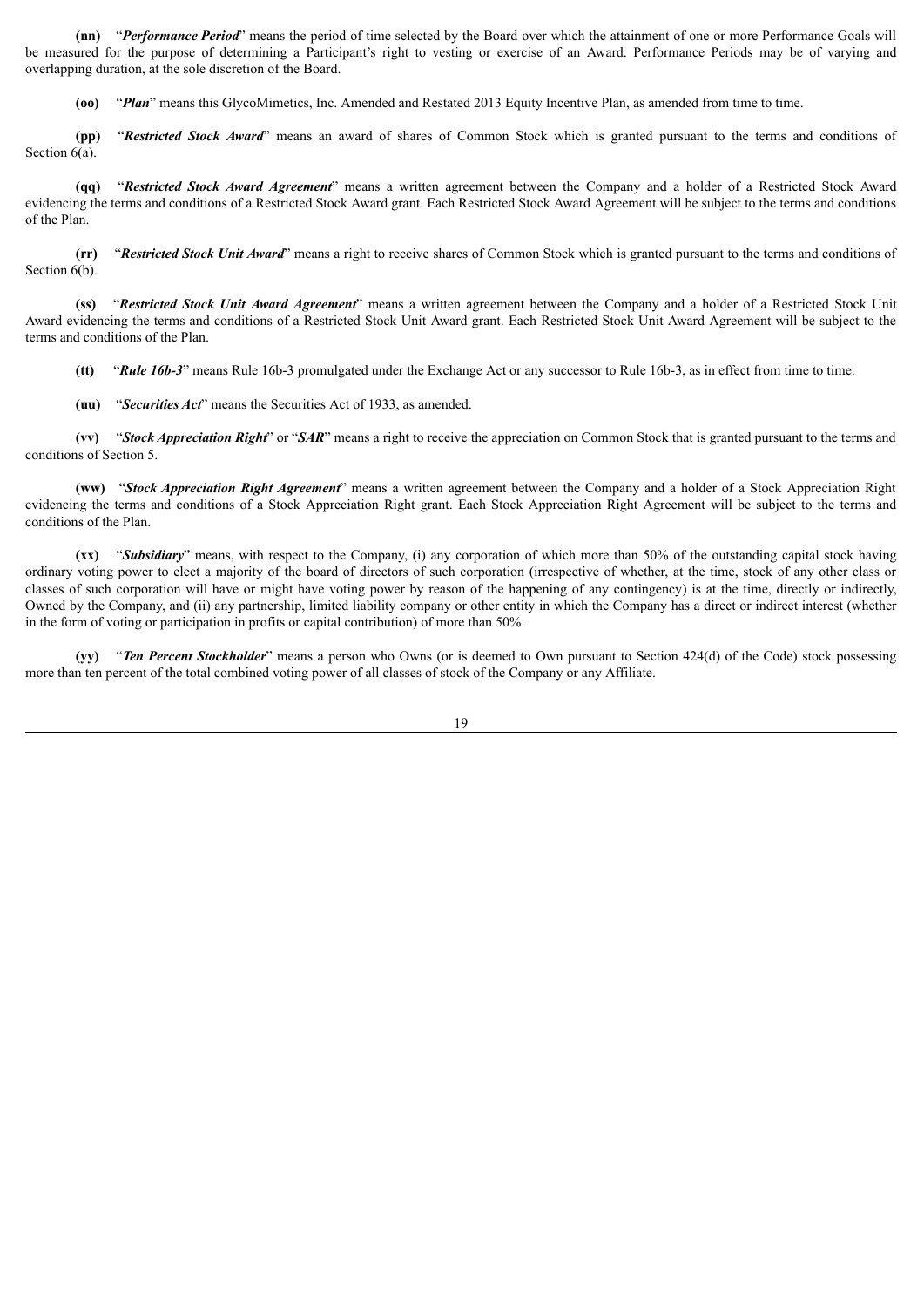**(nn)** "***Performance Period***" means the period of time selected by the Board over which the attainment of one or more Performance Goals will be measured for the purpose of determining a Participant's right to vesting or exercise of an Award. Performance Periods may be of varying and overlapping duration, at the sole discretion of the Board.

**(oo)** "***Plan***" means this GlycoMimetics, Inc. Amended and Restated 2013 Equity Incentive Plan, as amended from time to time.

**(pp)** "***Restricted Stock Award***" means an award of shares of Common Stock which is granted pursuant to the terms and conditions of Section 6(a).

**(qq)** "***Restricted Stock Award Agreement***" means a written agreement between the Company and a holder of a Restricted Stock Award evidencing the terms and conditions of a Restricted Stock Award grant. Each Restricted Stock Award Agreement will be subject to the terms and conditions of the Plan.

**(rr)** "***Restricted Stock Unit Award***" means a right to receive shares of Common Stock which is granted pursuant to the terms and conditions of Section 6(b).

**(ss)** "***Restricted Stock Unit Award Agreement***" means a written agreement between the Company and a holder of a Restricted Stock Unit Award evidencing the terms and conditions of a Restricted Stock Unit Award grant. Each Restricted Stock Unit Award Agreement will be subject to the terms and conditions of the Plan.

**(tt)** "***Rule 16b-3***" means Rule 16b-3 promulgated under the Exchange Act or any successor to Rule 16b-3, as in effect from time to time.

**(uu)** "***Securities Act***" means the Securities Act of 1933, as amended.

**(vv)** "***Stock Appreciation Right***" or "***SAR***" means a right to receive the appreciation on Common Stock that is granted pursuant to the terms and conditions of Section 5.

**(ww)** "***Stock Appreciation Right Agreement***" means a written agreement between the Company and a holder of a Stock Appreciation Right evidencing the terms and conditions of a Stock Appreciation Right grant. Each Stock Appreciation Right Agreement will be subject to the terms and conditions of the Plan.

**(xx)** "***Subsidiary***" means, with respect to the Company, (i) any corporation of which more than 50% of the outstanding capital stock having ordinary voting power to elect a majority of the board of directors of such corporation (irrespective of whether, at the time, stock of any other class or classes of such corporation will have or might have voting power by reason of the happening of any contingency) is at the time, directly or indirectly, Owned by the Company, and (ii) any partnership, limited liability company or other entity in which the Company has a direct or indirect interest (whether in the form of voting or participation in profits or capital contribution) of more than 50%.

**(yy)** "***Ten Percent Stockholder***" means a person who Owns (or is deemed to Own pursuant to Section 424(d) of the Code) stock possessing more than ten percent of the total combined voting power of all classes of stock of the Company or any Affiliate.